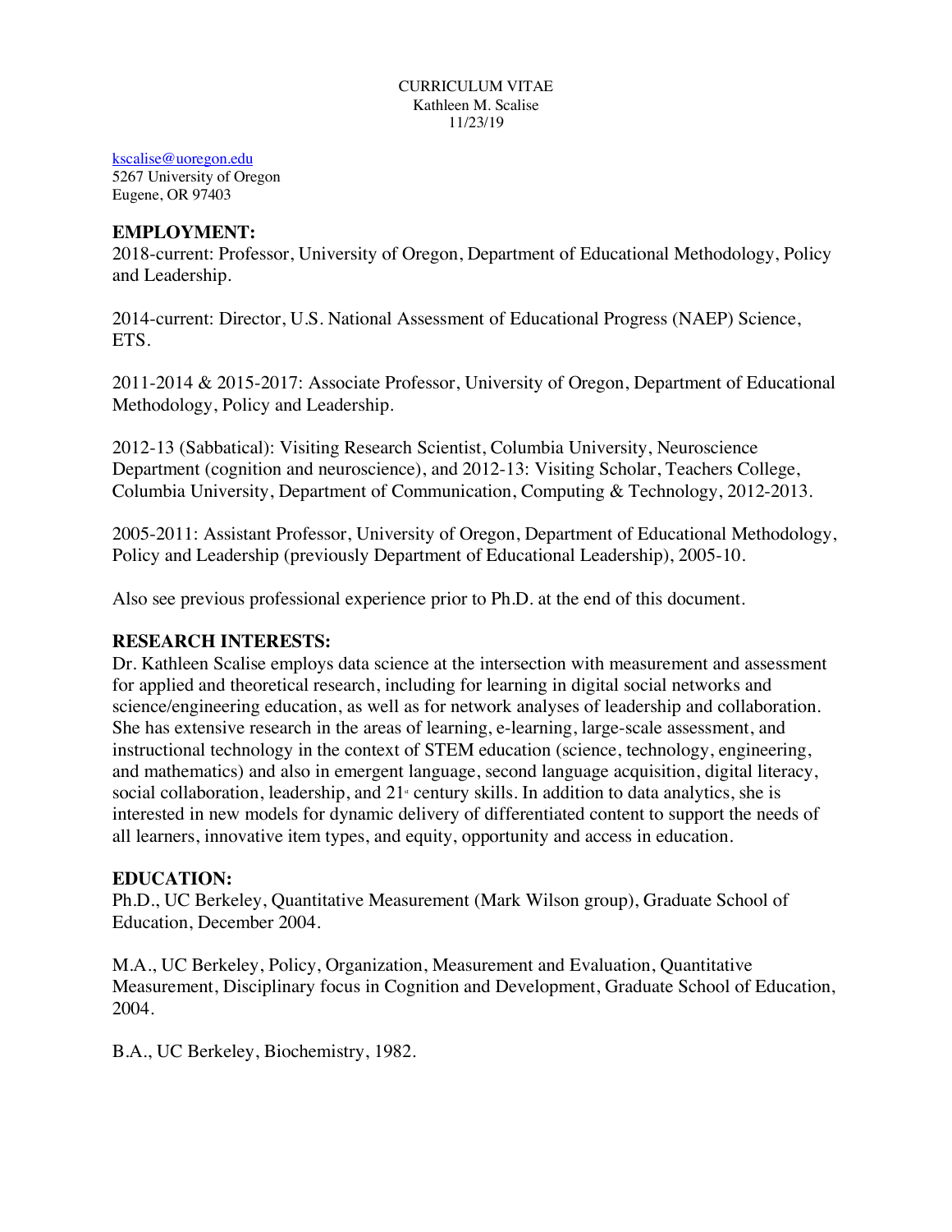CURRICULUM VITAE
Kathleen M. Scalise
11/23/19

kscalise@uoregon.edu
5267 University of Oregon
Eugene, OR 97403

## EMPLOYMENT:

2018-current: Professor, University of Oregon, Department of Educational Methodology, Policy and Leadership.

2014-current: Director, U.S. National Assessment of Educational Progress (NAEP) Science, ETS.

2011-2014 & 2015-2017: Associate Professor, University of Oregon, Department of Educational Methodology, Policy and Leadership.

2012-13 (Sabbatical): Visiting Research Scientist, Columbia University, Neuroscience Department (cognition and neuroscience), and 2012-13: Visiting Scholar, Teachers College, Columbia University, Department of Communication, Computing & Technology, 2012-2013.

2005-2011: Assistant Professor, University of Oregon, Department of Educational Methodology, Policy and Leadership (previously Department of Educational Leadership), 2005-10.

Also see previous professional experience prior to Ph.D. at the end of this document.

## RESEARCH INTERESTS:

Dr. Kathleen Scalise employs data science at the intersection with measurement and assessment for applied and theoretical research, including for learning in digital social networks and science/engineering education, as well as for network analyses of leadership and collaboration. She has extensive research in the areas of learning, e-learning, large-scale assessment, and instructional technology in the context of STEM education (science, technology, engineering, and mathematics) and also in emergent language, second language acquisition, digital literacy, social collaboration, leadership, and 21st century skills. In addition to data analytics, she is interested in new models for dynamic delivery of differentiated content to support the needs of all learners, innovative item types, and equity, opportunity and access in education.

## EDUCATION:

Ph.D., UC Berkeley, Quantitative Measurement (Mark Wilson group), Graduate School of Education, December 2004.

M.A., UC Berkeley, Policy, Organization, Measurement and Evaluation, Quantitative Measurement, Disciplinary focus in Cognition and Development, Graduate School of Education, 2004.

B.A., UC Berkeley, Biochemistry, 1982.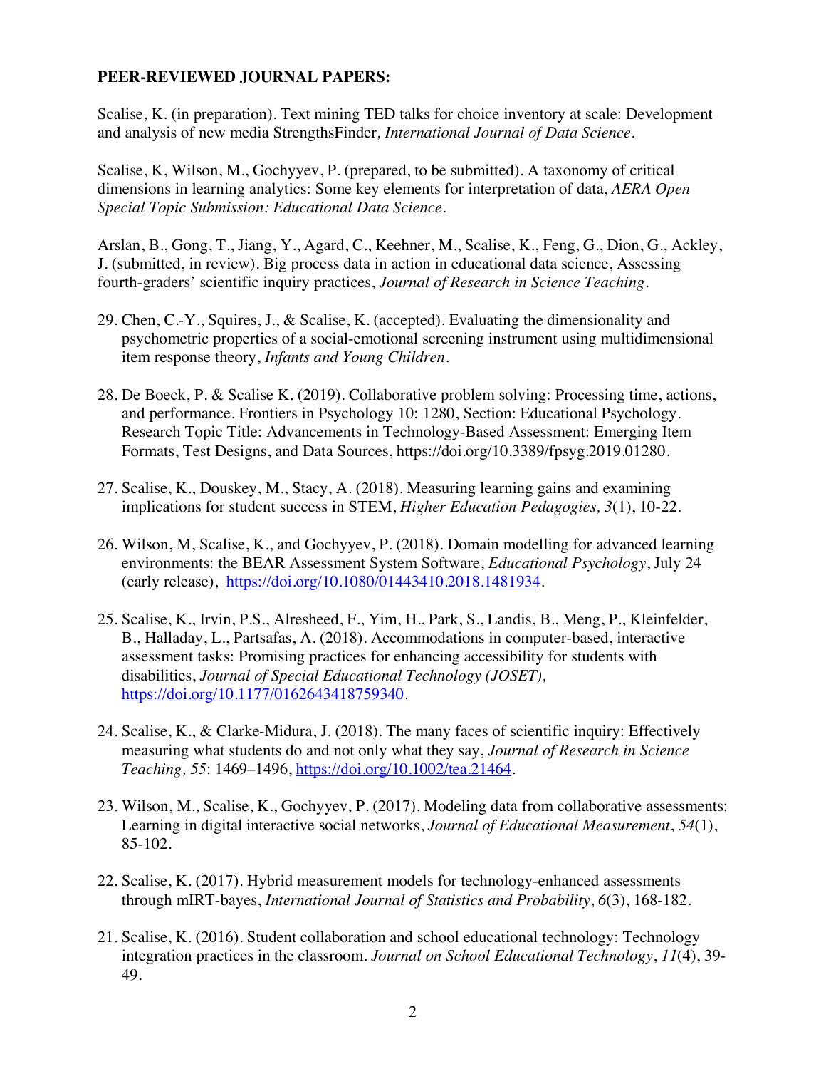**PEER-REVIEWED JOURNAL PAPERS:**

Scalise, K. (in preparation). Text mining TED talks for choice inventory at scale: Development and analysis of new media StrengthsFinder*, International Journal of Data Science*.

Scalise, K, Wilson, M., Gochyyev, P. (prepared, to be submitted). A taxonomy of critical dimensions in learning analytics: Some key elements for interpretation of data, *AERA Open Special Topic Submission: Educational Data Science*.

Arslan, B., Gong, T., Jiang, Y., Agard, C., Keehner, M., Scalise, K., Feng, G., Dion, G., Ackley, J. (submitted, in review). Big process data in action in educational data science, Assessing fourth-graders' scientific inquiry practices, *Journal of Research in Science Teaching*.

29. Chen, C.-Y., Squires, J., & Scalise, K. (accepted). Evaluating the dimensionality and psychometric properties of a social-emotional screening instrument using multidimensional item response theory, *Infants and Young Children*.

28. De Boeck, P. & Scalise K. (2019). Collaborative problem solving: Processing time, actions, and performance. Frontiers in Psychology 10: 1280, Section: Educational Psychology. Research Topic Title: Advancements in Technology-Based Assessment: Emerging Item Formats, Test Designs, and Data Sources, https://doi.org/10.3389/fpsyg.2019.01280.

27. Scalise, K., Douskey, M., Stacy, A. (2018). Measuring learning gains and examining implications for student success in STEM, *Higher Education Pedagogies, 3*(1), 10-22.

26. Wilson, M, Scalise, K., and Gochyyev, P. (2018). Domain modelling for advanced learning environments: the BEAR Assessment System Software, *Educational Psychology*, July 24 (early release), https://doi.org/10.1080/01443410.2018.1481934.

25. Scalise, K., Irvin, P.S., Alresheed, F., Yim, H., Park, S., Landis, B., Meng, P., Kleinfelder, B., Halladay, L., Partsafas, A. (2018). Accommodations in computer-based, interactive assessment tasks: Promising practices for enhancing accessibility for students with disabilities, *Journal of Special Educational Technology (JOSET),* https://doi.org/10.1177/0162643418759340.

24. Scalise, K., & Clarke-Midura, J. (2018). The many faces of scientific inquiry: Effectively measuring what students do and not only what they say, *Journal of Research in Science Teaching, 55*: 1469–1496, https://doi.org/10.1002/tea.21464.

23. Wilson, M., Scalise, K., Gochyyev, P. (2017). Modeling data from collaborative assessments: Learning in digital interactive social networks, *Journal of Educational Measurement*, *54*(1), 85-102.

22. Scalise, K. (2017). Hybrid measurement models for technology-enhanced assessments through mIRT-bayes, *International Journal of Statistics and Probability*, *6*(3), 168-182.

21. Scalise, K. (2016). Student collaboration and school educational technology: Technology integration practices in the classroom. *Journal on School Educational Technology*, *11*(4), 39-49.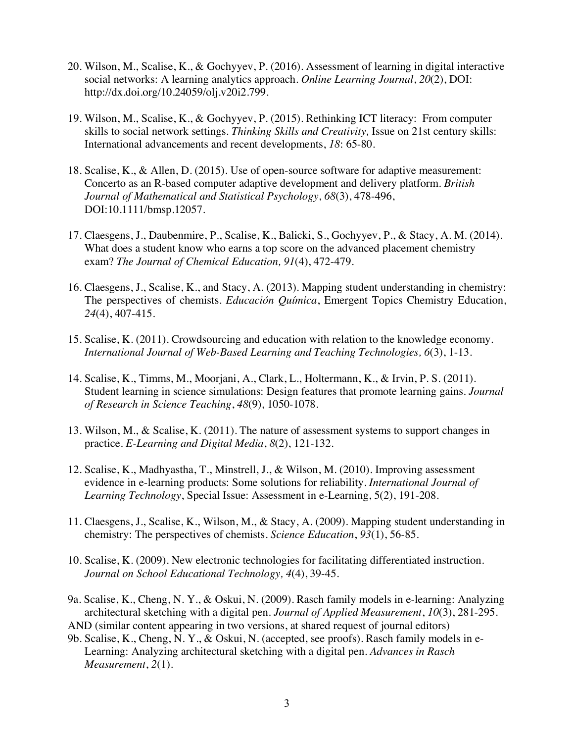20. Wilson, M., Scalise, K., & Gochyyev, P. (2016). Assessment of learning in digital interactive social networks: A learning analytics approach. *Online Learning Journal*, *20*(2), DOI: http://dx.doi.org/10.24059/olj.v20i2.799.

19. Wilson, M., Scalise, K., & Gochyyev, P. (2015). Rethinking ICT literacy: From computer skills to social network settings. *Thinking Skills and Creativity,* Issue on 21st century skills: International advancements and recent developments, *18*: 65-80.

18. Scalise, K., & Allen, D. (2015). Use of open-source software for adaptive measurement: Concerto as an R-based computer adaptive development and delivery platform. *British Journal of Mathematical and Statistical Psychology*, *68*(3), 478-496, DOI:10.1111/bmsp.12057.

17. Claesgens, J., Daubenmire, P., Scalise, K., Balicki, S., Gochyyev, P., & Stacy, A. M. (2014). What does a student know who earns a top score on the advanced placement chemistry exam? *The Journal of Chemical Education, 91*(4), 472-479.

16. Claesgens, J., Scalise, K., and Stacy, A. (2013). Mapping student understanding in chemistry: The perspectives of chemists. *Educación Química*, Emergent Topics Chemistry Education, *24*(4), 407-415.

15. Scalise, K. (2011). Crowdsourcing and education with relation to the knowledge economy. *International Journal of Web-Based Learning and Teaching Technologies, 6*(3), 1-13.

14. Scalise, K., Timms, M., Moorjani, A., Clark, L., Holtermann, K., & Irvin, P. S. (2011). Student learning in science simulations: Design features that promote learning gains. *Journal of Research in Science Teaching*, *48*(9), 1050-1078.

13. Wilson, M., & Scalise, K. (2011). The nature of assessment systems to support changes in practice. *E-Learning and Digital Media*, *8*(2), 121-132.

12. Scalise, K., Madhyastha, T., Minstrell, J., & Wilson, M. (2010). Improving assessment evidence in e-learning products: Some solutions for reliability. *International Journal of Learning Technology*, Special Issue: Assessment in e-Learning, 5(2), 191-208.

11. Claesgens, J., Scalise, K., Wilson, M., & Stacy, A. (2009). Mapping student understanding in chemistry: The perspectives of chemists. *Science Education*, *93*(1), 56-85.

10. Scalise, K. (2009). New electronic technologies for facilitating differentiated instruction. *Journal on School Educational Technology, 4*(4), 39-45.

9a. Scalise, K., Cheng, N. Y., & Oskui, N. (2009). Rasch family models in e-learning: Analyzing architectural sketching with a digital pen. *Journal of Applied Measurement*, *10*(3), 281-295.
AND (similar content appearing in two versions, at shared request of journal editors)
9b. Scalise, K., Cheng, N. Y., & Oskui, N. (accepted, see proofs). Rasch family models in e-Learning: Analyzing architectural sketching with a digital pen. *Advances in Rasch Measurement*, *2*(1).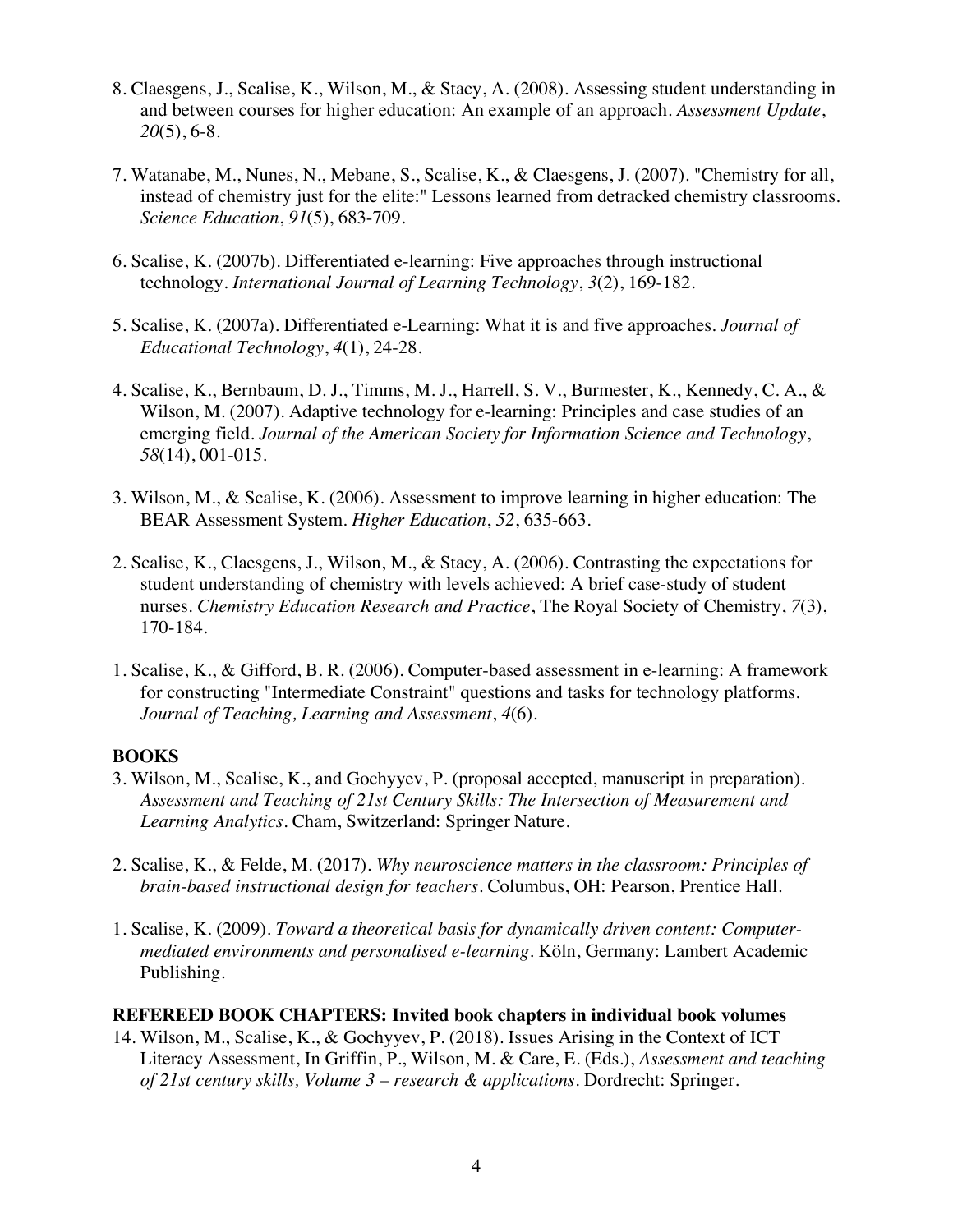8. Claesgens, J., Scalise, K., Wilson, M., & Stacy, A. (2008). Assessing student understanding in and between courses for higher education: An example of an approach. *Assessment Update*, *20*(5), 6-8.

7. Watanabe, M., Nunes, N., Mebane, S., Scalise, K., & Claesgens, J. (2007). "Chemistry for all, instead of chemistry just for the elite:" Lessons learned from detracked chemistry classrooms. *Science Education*, *91*(5), 683-709.

6. Scalise, K. (2007b). Differentiated e-learning: Five approaches through instructional technology. *International Journal of Learning Technology*, *3*(2), 169-182.

5. Scalise, K. (2007a). Differentiated e-Learning: What it is and five approaches. *Journal of Educational Technology*, *4*(1), 24-28.

4. Scalise, K., Bernbaum, D. J., Timms, M. J., Harrell, S. V., Burmester, K., Kennedy, C. A., & Wilson, M. (2007). Adaptive technology for e-learning: Principles and case studies of an emerging field. *Journal of the American Society for Information Science and Technology*, *58*(14), 001-015.

3. Wilson, M., & Scalise, K. (2006). Assessment to improve learning in higher education: The BEAR Assessment System. *Higher Education*, *52*, 635-663.

2. Scalise, K., Claesgens, J., Wilson, M., & Stacy, A. (2006). Contrasting the expectations for student understanding of chemistry with levels achieved: A brief case-study of student nurses. *Chemistry Education Research and Practice*, The Royal Society of Chemistry, *7*(3), 170-184.

1. Scalise, K., & Gifford, B. R. (2006). Computer-based assessment in e-learning: A framework for constructing "Intermediate Constraint" questions and tasks for technology platforms. *Journal of Teaching, Learning and Assessment*, *4*(6).

**BOOKS**

3. Wilson, M., Scalise, K., and Gochyyev, P. (proposal accepted, manuscript in preparation). *Assessment and Teaching of 21st Century Skills: The Intersection of Measurement and Learning Analytics*. Cham, Switzerland: Springer Nature.

2. Scalise, K., & Felde, M. (2017). *Why neuroscience matters in the classroom: Principles of brain-based instructional design for teachers*. Columbus, OH: Pearson, Prentice Hall.

1. Scalise, K. (2009). *Toward a theoretical basis for dynamically driven content: Computer-mediated environments and personalised e-learning*. Köln, Germany: Lambert Academic Publishing.

**REFEREED BOOK CHAPTERS: Invited book chapters in individual book volumes**

14. Wilson, M., Scalise, K., & Gochyyev, P. (2018). Issues Arising in the Context of ICT Literacy Assessment, In Griffin, P., Wilson, M. & Care, E. (Eds.), *Assessment and teaching of 21st century skills, Volume 3 – research & applications*. Dordrecht: Springer.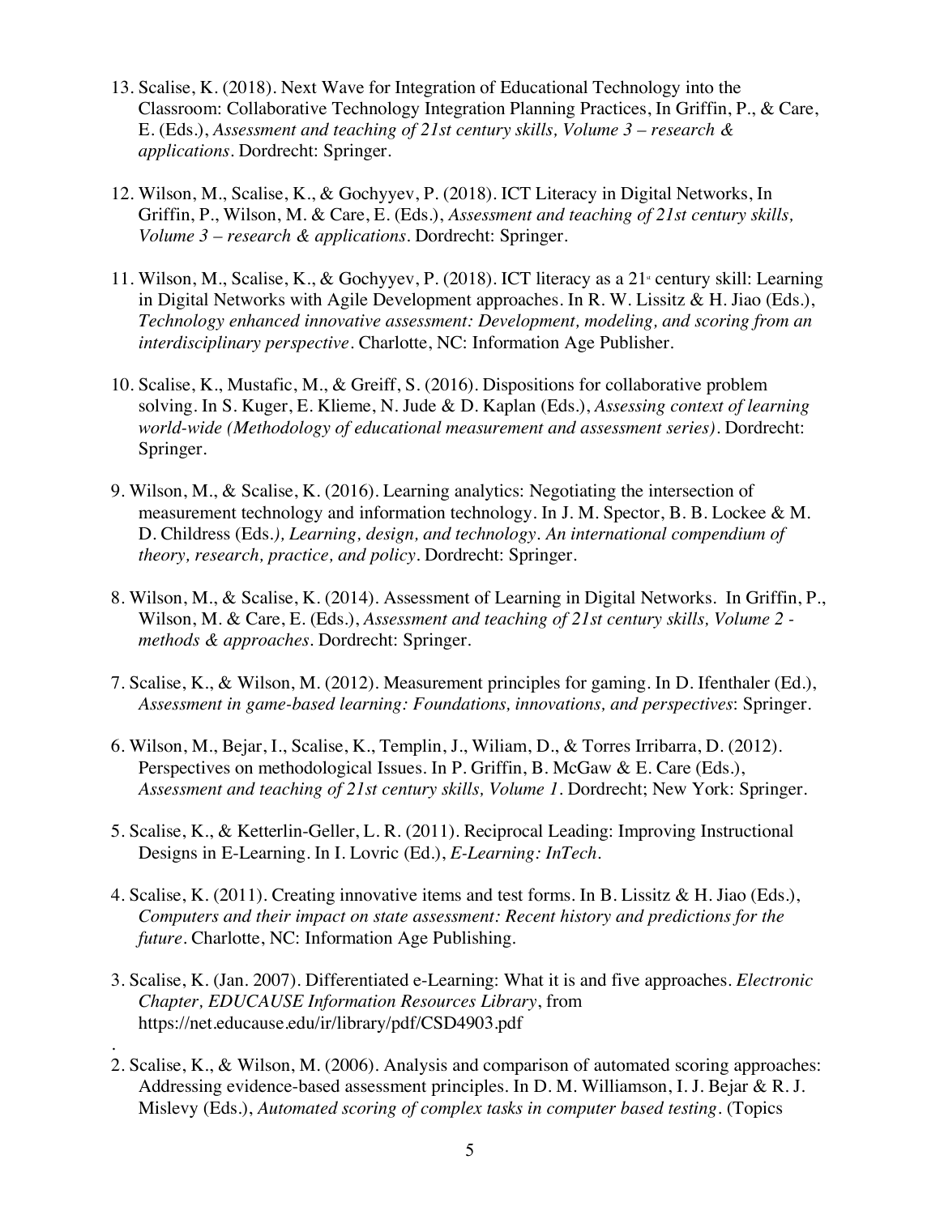13. Scalise, K. (2018). Next Wave for Integration of Educational Technology into the Classroom: Collaborative Technology Integration Planning Practices, In Griffin, P., & Care, E. (Eds.), *Assessment and teaching of 21st century skills, Volume 3 – research & applications*. Dordrecht: Springer.

12. Wilson, M., Scalise, K., & Gochyyev, P. (2018). ICT Literacy in Digital Networks, In Griffin, P., Wilson, M. & Care, E. (Eds.), *Assessment and teaching of 21st century skills, Volume 3 – research & applications*. Dordrecht: Springer.

11. Wilson, M., Scalise, K., & Gochyyev, P. (2018). ICT literacy as a 21st century skill: Learning in Digital Networks with Agile Development approaches. In R. W. Lissitz & H. Jiao (Eds.), *Technology enhanced innovative assessment: Development, modeling, and scoring from an interdisciplinary perspective*. Charlotte, NC: Information Age Publisher.

10. Scalise, K., Mustafic, M., & Greiff, S. (2016). Dispositions for collaborative problem solving. In S. Kuger, E. Klieme, N. Jude & D. Kaplan (Eds.), *Assessing context of learning world-wide (Methodology of educational measurement and assessment series)*. Dordrecht: Springer.

9. Wilson, M., & Scalise, K. (2016). Learning analytics: Negotiating the intersection of measurement technology and information technology. In J. M. Spector, B. B. Lockee & M. D. Childress (Eds.*), Learning, design, and technology. An international compendium of theory, research, practice, and policy*. Dordrecht: Springer.

8. Wilson, M., & Scalise, K. (2014). Assessment of Learning in Digital Networks. In Griffin, P., Wilson, M. & Care, E. (Eds.), *Assessment and teaching of 21st century skills, Volume 2 - methods & approaches*. Dordrecht: Springer.

7. Scalise, K., & Wilson, M. (2012). Measurement principles for gaming. In D. Ifenthaler (Ed.), *Assessment in game-based learning: Foundations, innovations, and perspectives*: Springer.

6. Wilson, M., Bejar, I., Scalise, K., Templin, J., Wiliam, D., & Torres Irribarra, D. (2012). Perspectives on methodological Issues. In P. Griffin, B. McGaw & E. Care (Eds.), *Assessment and teaching of 21st century skills, Volume 1*. Dordrecht; New York: Springer.

5. Scalise, K., & Ketterlin-Geller, L. R. (2011). Reciprocal Leading: Improving Instructional Designs in E-Learning. In I. Lovric (Ed.), *E-Learning: InTech*.

4. Scalise, K. (2011). Creating innovative items and test forms. In B. Lissitz & H. Jiao (Eds.), *Computers and their impact on state assessment: Recent history and predictions for the future*. Charlotte, NC: Information Age Publishing.

3. Scalise, K. (Jan. 2007). Differentiated e-Learning: What it is and five approaches. *Electronic Chapter, EDUCAUSE Information Resources Library*, from https://net.educause.edu/ir/library/pdf/CSD4903.pdf

.

2. Scalise, K., & Wilson, M. (2006). Analysis and comparison of automated scoring approaches: Addressing evidence-based assessment principles. In D. M. Williamson, I. J. Bejar & R. J. Mislevy (Eds.), *Automated scoring of complex tasks in computer based testing*. (Topics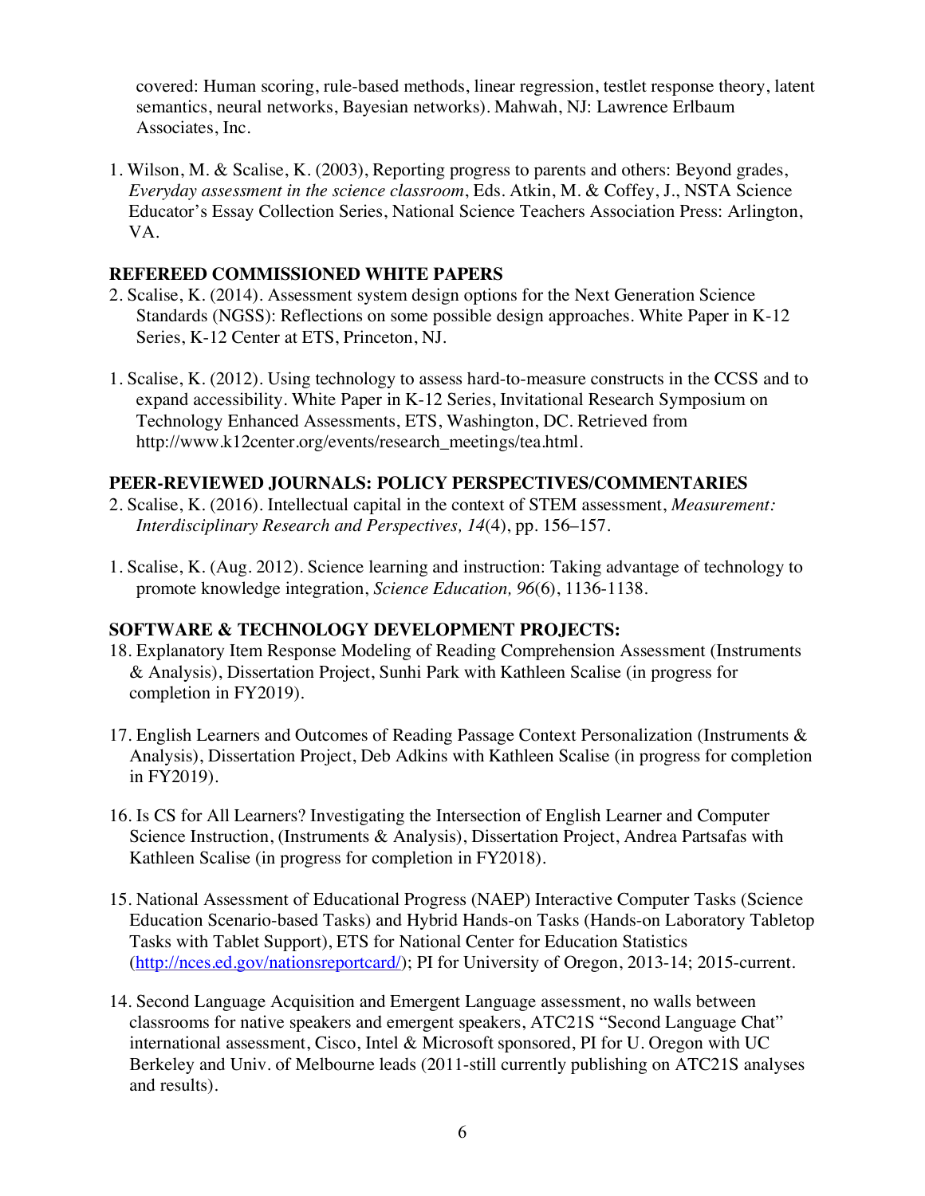covered: Human scoring, rule-based methods, linear regression, testlet response theory, latent semantics, neural networks, Bayesian networks). Mahwah, NJ: Lawrence Erlbaum Associates, Inc.

1. Wilson, M. & Scalise, K. (2003), Reporting progress to parents and others: Beyond grades, *Everyday assessment in the science classroom*, Eds. Atkin, M. & Coffey, J., NSTA Science Educator's Essay Collection Series, National Science Teachers Association Press: Arlington, VA.

**REFEREED COMMISSIONED WHITE PAPERS**

2. Scalise, K. (2014). Assessment system design options for the Next Generation Science Standards (NGSS): Reflections on some possible design approaches. White Paper in K-12 Series, K-12 Center at ETS, Princeton, NJ.

1. Scalise, K. (2012). Using technology to assess hard-to-measure constructs in the CCSS and to expand accessibility. White Paper in K-12 Series, Invitational Research Symposium on Technology Enhanced Assessments, ETS, Washington, DC. Retrieved from http://www.k12center.org/events/research_meetings/tea.html.

**PEER-REVIEWED JOURNALS: POLICY PERSPECTIVES/COMMENTARIES**

2. Scalise, K. (2016). Intellectual capital in the context of STEM assessment, *Measurement: Interdisciplinary Research and Perspectives, 14*(4), pp. 156–157.

1. Scalise, K. (Aug. 2012). Science learning and instruction: Taking advantage of technology to promote knowledge integration, *Science Education, 96*(6), 1136-1138.

**SOFTWARE & TECHNOLOGY DEVELOPMENT PROJECTS:**

18. Explanatory Item Response Modeling of Reading Comprehension Assessment (Instruments & Analysis), Dissertation Project, Sunhi Park with Kathleen Scalise (in progress for completion in FY2019).

17. English Learners and Outcomes of Reading Passage Context Personalization (Instruments & Analysis), Dissertation Project, Deb Adkins with Kathleen Scalise (in progress for completion in FY2019).

16. Is CS for All Learners? Investigating the Intersection of English Learner and Computer Science Instruction, (Instruments & Analysis), Dissertation Project, Andrea Partsafas with Kathleen Scalise (in progress for completion in FY2018).

15. National Assessment of Educational Progress (NAEP) Interactive Computer Tasks (Science Education Scenario-based Tasks) and Hybrid Hands-on Tasks (Hands-on Laboratory Tabletop Tasks with Tablet Support), ETS for National Center for Education Statistics (http://nces.ed.gov/nationsreportcard/); PI for University of Oregon, 2013-14; 2015-current.

14. Second Language Acquisition and Emergent Language assessment, no walls between classrooms for native speakers and emergent speakers, ATC21S "Second Language Chat" international assessment, Cisco, Intel & Microsoft sponsored, PI for U. Oregon with UC Berkeley and Univ. of Melbourne leads (2011-still currently publishing on ATC21S analyses and results).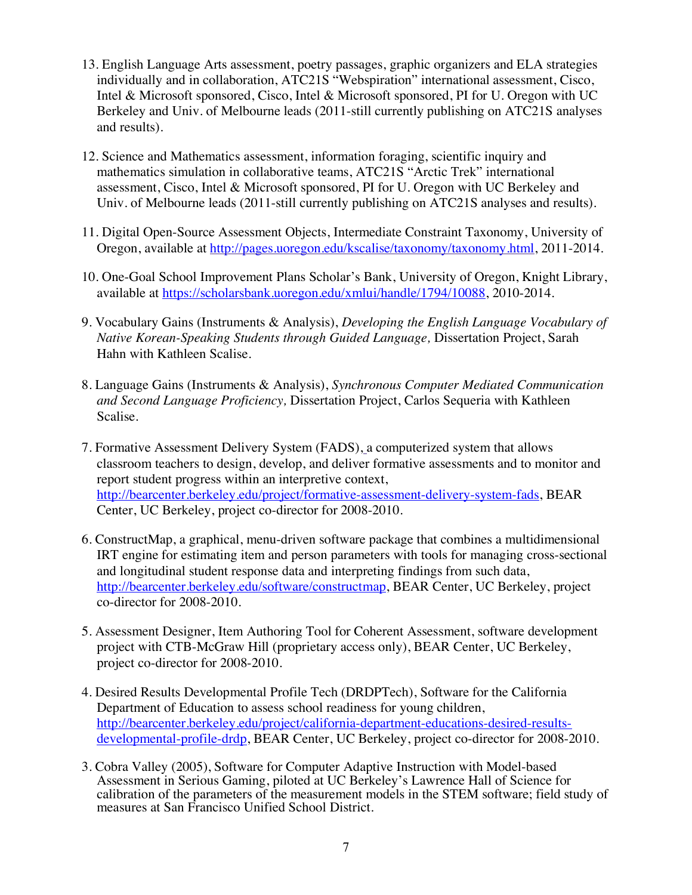13. English Language Arts assessment, poetry passages, graphic organizers and ELA strategies individually and in collaboration, ATC21S "Webspiration" international assessment, Cisco, Intel & Microsoft sponsored, Cisco, Intel & Microsoft sponsored, PI for U. Oregon with UC Berkeley and Univ. of Melbourne leads (2011-still currently publishing on ATC21S analyses and results).

12. Science and Mathematics assessment, information foraging, scientific inquiry and mathematics simulation in collaborative teams, ATC21S "Arctic Trek" international assessment, Cisco, Intel & Microsoft sponsored, PI for U. Oregon with UC Berkeley and Univ. of Melbourne leads (2011-still currently publishing on ATC21S analyses and results).

11. Digital Open-Source Assessment Objects, Intermediate Constraint Taxonomy, University of Oregon, available at [http://pages.uoregon.edu/kscalise/taxonomy/taxonomy.html](http://pages.uoregon.edu/kscalise/taxonomy/taxonomy.html), 2011-2014.

10. One-Goal School Improvement Plans Scholar's Bank, University of Oregon, Knight Library, available at [https://scholarsbank.uoregon.edu/xmlui/handle/1794/10088](https://scholarsbank.uoregon.edu/xmlui/handle/1794/10088), 2010-2014.

9. Vocabulary Gains (Instruments & Analysis), *Developing the English Language Vocabulary of Native Korean-Speaking Students through Guided Language,* Dissertation Project, Sarah Hahn with Kathleen Scalise.

8. Language Gains (Instruments & Analysis), *Synchronous Computer Mediated Communication and Second Language Proficiency,* Dissertation Project, Carlos Sequeria with Kathleen Scalise.

7. Formative Assessment Delivery System (FADS), a computerized system that allows classroom teachers to design, develop, and deliver formative assessments and to monitor and report student progress within an interpretive context, [http://bearcenter.berkeley.edu/project/formative-assessment-delivery-system-fads](http://bearcenter.berkeley.edu/project/formative-assessment-delivery-system-fads), BEAR Center, UC Berkeley, project co-director for 2008-2010.

6. ConstructMap, a graphical, menu-driven software package that combines a multidimensional IRT engine for estimating item and person parameters with tools for managing cross-sectional and longitudinal student response data and interpreting findings from such data, [http://bearcenter.berkeley.edu/software/constructmap](http://bearcenter.berkeley.edu/software/constructmap), BEAR Center, UC Berkeley, project co-director for 2008-2010.

5. Assessment Designer, Item Authoring Tool for Coherent Assessment, software development project with CTB-McGraw Hill (proprietary access only), BEAR Center, UC Berkeley, project co-director for 2008-2010.

4. Desired Results Developmental Profile Tech (DRDPTech), Software for the California Department of Education to assess school readiness for young children, [http://bearcenter.berkeley.edu/project/california-department-educations-desired-results-developmental-profile-drdp](http://bearcenter.berkeley.edu/project/california-department-educations-desired-results-developmental-profile-drdp), BEAR Center, UC Berkeley, project co-director for 2008-2010.

3. Cobra Valley (2005), Software for Computer Adaptive Instruction with Model-based Assessment in Serious Gaming, piloted at UC Berkeley's Lawrence Hall of Science for calibration of the parameters of the measurement models in the STEM software; field study of measures at San Francisco Unified School District.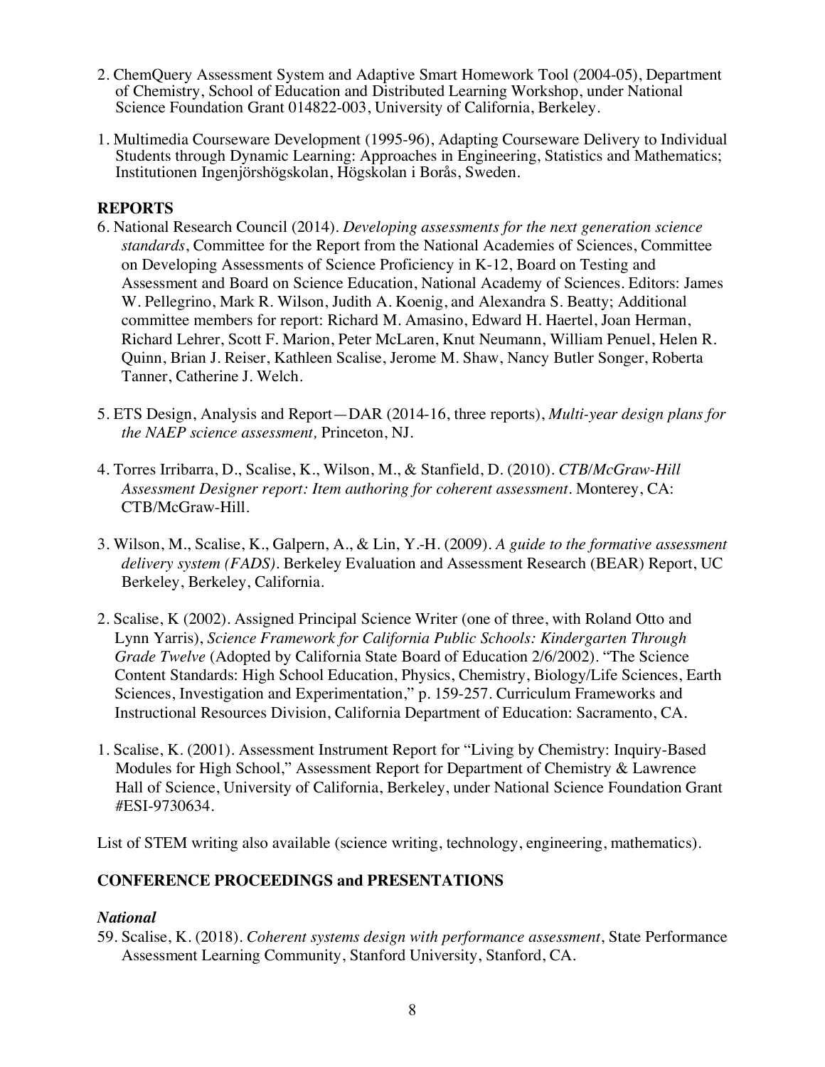2. ChemQuery Assessment System and Adaptive Smart Homework Tool (2004-05), Department of Chemistry, School of Education and Distributed Learning Workshop, under National Science Foundation Grant 014822-003, University of California, Berkeley.

1. Multimedia Courseware Development (1995-96), Adapting Courseware Delivery to Individual Students through Dynamic Learning: Approaches in Engineering, Statistics and Mathematics; Institutionen Ingenjörshögskolan, Högskolan i Borås, Sweden.

## REPORTS

6. National Research Council (2014). *Developing assessments for the next generation science standards*, Committee for the Report from the National Academies of Sciences, Committee on Developing Assessments of Science Proficiency in K-12, Board on Testing and Assessment and Board on Science Education, National Academy of Sciences. Editors: James W. Pellegrino, Mark R. Wilson, Judith A. Koenig, and Alexandra S. Beatty; Additional committee members for report: Richard M. Amasino, Edward H. Haertel, Joan Herman, Richard Lehrer, Scott F. Marion, Peter McLaren, Knut Neumann, William Penuel, Helen R. Quinn, Brian J. Reiser, Kathleen Scalise, Jerome M. Shaw, Nancy Butler Songer, Roberta Tanner, Catherine J. Welch.

5. ETS Design, Analysis and Report—DAR (2014-16, three reports), *Multi-year design plans for the NAEP science assessment,* Princeton, NJ.

4. Torres Irribarra, D., Scalise, K., Wilson, M., & Stanfield, D. (2010). *CTB/McGraw-Hill Assessment Designer report: Item authoring for coherent assessment*. Monterey, CA: CTB/McGraw-Hill.

3. Wilson, M., Scalise, K., Galpern, A., & Lin, Y.-H. (2009). *A guide to the formative assessment delivery system (FADS)*. Berkeley Evaluation and Assessment Research (BEAR) Report, UC Berkeley, Berkeley, California.

2. Scalise, K (2002). Assigned Principal Science Writer (one of three, with Roland Otto and Lynn Yarris), *Science Framework for California Public Schools: Kindergarten Through Grade Twelve* (Adopted by California State Board of Education 2/6/2002). "The Science Content Standards: High School Education, Physics, Chemistry, Biology/Life Sciences, Earth Sciences, Investigation and Experimentation," p. 159-257. Curriculum Frameworks and Instructional Resources Division, California Department of Education: Sacramento, CA.

1. Scalise, K. (2001). Assessment Instrument Report for "Living by Chemistry: Inquiry-Based Modules for High School," Assessment Report for Department of Chemistry & Lawrence Hall of Science, University of California, Berkeley, under National Science Foundation Grant #ESI-9730634.

List of STEM writing also available (science writing, technology, engineering, mathematics).

## CONFERENCE PROCEEDINGS and PRESENTATIONS

### *National*

59. Scalise, K. (2018). *Coherent systems design with performance assessment*, State Performance Assessment Learning Community, Stanford University, Stanford, CA.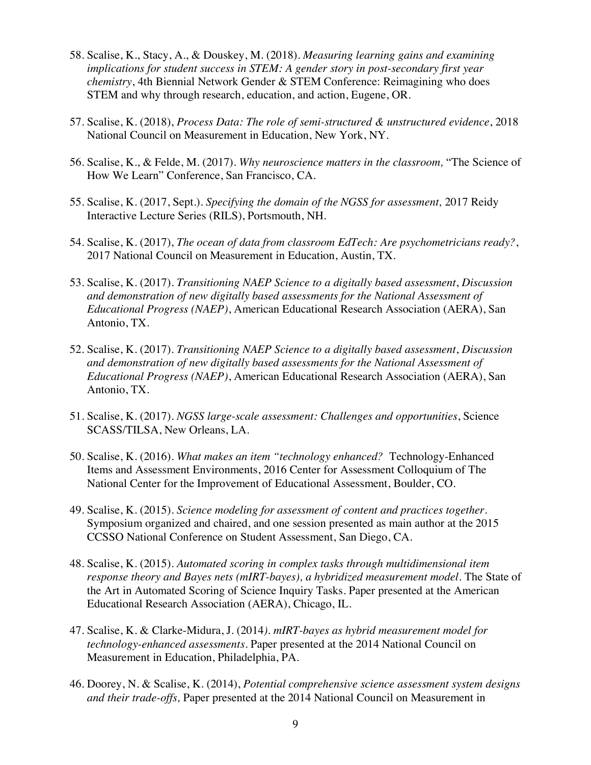58. Scalise, K., Stacy, A., & Douskey, M. (2018). *Measuring learning gains and examining implications for student success in STEM: A gender story in post-secondary first year chemistry*, 4th Biennial Network Gender & STEM Conference: Reimagining who does STEM and why through research, education, and action, Eugene, OR.

57. Scalise, K. (2018), *Process Data: The role of semi-structured & unstructured evidence*, 2018 National Council on Measurement in Education, New York, NY.

56. Scalise, K., & Felde, M. (2017). *Why neuroscience matters in the classroom,* "The Science of How We Learn" Conference, San Francisco, CA.

55. Scalise, K. (2017, Sept.). *Specifying the domain of the NGSS for assessment,* 2017 Reidy Interactive Lecture Series (RILS), Portsmouth, NH.

54. Scalise, K. (2017), *The ocean of data from classroom EdTech: Are psychometricians ready?*, 2017 National Council on Measurement in Education, Austin, TX.

53. Scalise, K. (2017). *Transitioning NAEP Science to a digitally based assessment*, *Discussion and demonstration of new digitally based assessments for the National Assessment of Educational Progress (NAEP)*, American Educational Research Association (AERA), San Antonio, TX.

52. Scalise, K. (2017). *Transitioning NAEP Science to a digitally based assessment*, *Discussion and demonstration of new digitally based assessments for the National Assessment of Educational Progress (NAEP)*, American Educational Research Association (AERA), San Antonio, TX.

51. Scalise, K. (2017). *NGSS large-scale assessment: Challenges and opportunities*, Science SCASS/TILSA, New Orleans, LA.

50. Scalise, K. (2016). *What makes an item "technology enhanced?* Technology-Enhanced Items and Assessment Environments, 2016 Center for Assessment Colloquium of The National Center for the Improvement of Educational Assessment, Boulder, CO.

49. Scalise, K. (2015). *Science modeling for assessment of content and practices together*. Symposium organized and chaired, and one session presented as main author at the 2015 CCSSO National Conference on Student Assessment, San Diego, CA.

48. Scalise, K. (2015). *Automated scoring in complex tasks through multidimensional item response theory and Bayes nets (mIRT-bayes), a hybridized measurement model*. The State of the Art in Automated Scoring of Science Inquiry Tasks. Paper presented at the American Educational Research Association (AERA), Chicago, IL.

47. Scalise, K. & Clarke-Midura, J. (2014*). mIRT-bayes as hybrid measurement model for technology-enhanced assessments*. Paper presented at the 2014 National Council on Measurement in Education, Philadelphia, PA.

46. Doorey, N. & Scalise, K. (2014), *Potential comprehensive science assessment system designs and their trade-offs,* Paper presented at the 2014 National Council on Measurement in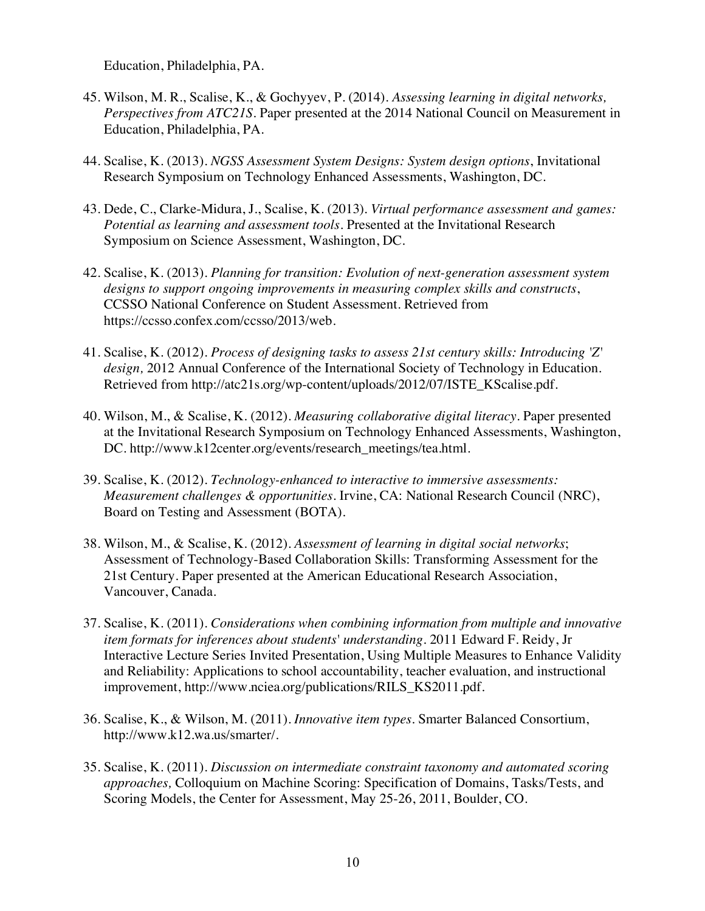Education, Philadelphia, PA.

45. Wilson, M. R., Scalise, K., & Gochyyev, P. (2014). *Assessing learning in digital networks, Perspectives from ATC21S*. Paper presented at the 2014 National Council on Measurement in Education, Philadelphia, PA.

44. Scalise, K. (2013). *NGSS Assessment System Designs: System design options*, Invitational Research Symposium on Technology Enhanced Assessments, Washington, DC.

43. Dede, C., Clarke-Midura, J., Scalise, K. (2013). *Virtual performance assessment and games: Potential as learning and assessment tools*. Presented at the Invitational Research Symposium on Science Assessment, Washington, DC.

42. Scalise, K. (2013). *Planning for transition: Evolution of next-generation assessment system designs to support ongoing improvements in measuring complex skills and constructs*, CCSSO National Conference on Student Assessment. Retrieved from https://ccsso.confex.com/ccsso/2013/web.

41. Scalise, K. (2012). *Process of designing tasks to assess 21st century skills: Introducing 'Z' design,* 2012 Annual Conference of the International Society of Technology in Education. Retrieved from http://atc21s.org/wp-content/uploads/2012/07/ISTE_KScalise.pdf.

40. Wilson, M., & Scalise, K. (2012). *Measuring collaborative digital literacy*. Paper presented at the Invitational Research Symposium on Technology Enhanced Assessments, Washington, DC. http://www.k12center.org/events/research_meetings/tea.html.

39. Scalise, K. (2012). *Technology-enhanced to interactive to immersive assessments: Measurement challenges & opportunities*. Irvine, CA: National Research Council (NRC), Board on Testing and Assessment (BOTA).

38. Wilson, M., & Scalise, K. (2012). *Assessment of learning in digital social networks*; Assessment of Technology-Based Collaboration Skills: Transforming Assessment for the 21st Century. Paper presented at the American Educational Research Association, Vancouver, Canada.

37. Scalise, K. (2011). *Considerations when combining information from multiple and innovative item formats for inferences about students' understanding*. 2011 Edward F. Reidy, Jr Interactive Lecture Series Invited Presentation, Using Multiple Measures to Enhance Validity and Reliability: Applications to school accountability, teacher evaluation, and instructional improvement, http://www.nciea.org/publications/RILS_KS2011.pdf.

36. Scalise, K., & Wilson, M. (2011). *Innovative item types*. Smarter Balanced Consortium, http://www.k12.wa.us/smarter/.

35. Scalise, K. (2011). *Discussion on intermediate constraint taxonomy and automated scoring approaches,* Colloquium on Machine Scoring: Specification of Domains, Tasks/Tests, and Scoring Models, the Center for Assessment, May 25-26, 2011, Boulder, CO.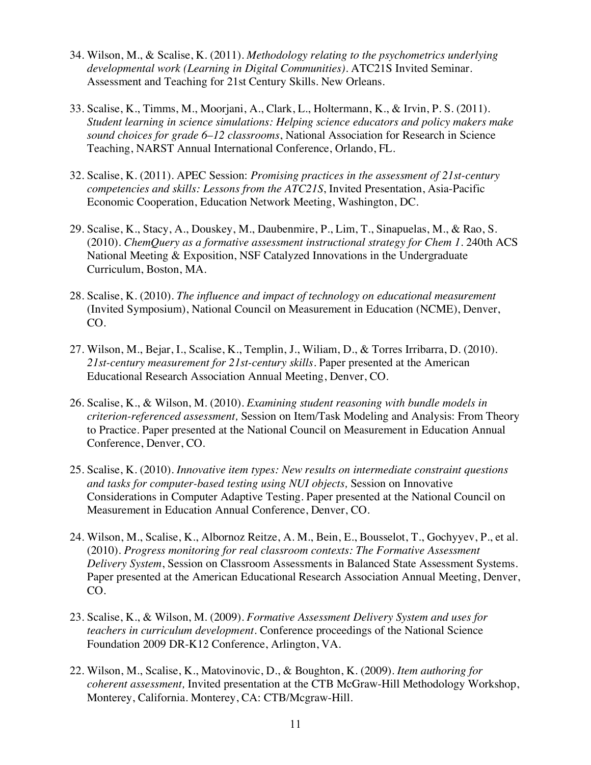34. Wilson, M., & Scalise, K. (2011). *Methodology relating to the psychometrics underlying developmental work (Learning in Digital Communities)*. ATC21S Invited Seminar. Assessment and Teaching for 21st Century Skills. New Orleans.

33. Scalise, K., Timms, M., Moorjani, A., Clark, L., Holtermann, K., & Irvin, P. S. (2011). *Student learning in science simulations: Helping science educators and policy makers make sound choices for grade 6–12 classrooms*, National Association for Research in Science Teaching, NARST Annual International Conference, Orlando, FL.

32. Scalise, K. (2011). APEC Session: *Promising practices in the assessment of 21st-century competencies and skills: Lessons from the ATC21S*, Invited Presentation, Asia-Pacific Economic Cooperation, Education Network Meeting, Washington, DC.

29. Scalise, K., Stacy, A., Douskey, M., Daubenmire, P., Lim, T., Sinapuelas, M., & Rao, S. (2010). *ChemQuery as a formative assessment instructional strategy for Chem 1*. 240th ACS National Meeting & Exposition, NSF Catalyzed Innovations in the Undergraduate Curriculum, Boston, MA.

28. Scalise, K. (2010). *The influence and impact of technology on educational measurement* (Invited Symposium), National Council on Measurement in Education (NCME), Denver, CO.

27. Wilson, M., Bejar, I., Scalise, K., Templin, J., Wiliam, D., & Torres Irribarra, D. (2010). *21st-century measurement for 21st-century skills*. Paper presented at the American Educational Research Association Annual Meeting, Denver, CO.

26. Scalise, K., & Wilson, M. (2010). *Examining student reasoning with bundle models in criterion-referenced assessment,* Session on Item/Task Modeling and Analysis: From Theory to Practice. Paper presented at the National Council on Measurement in Education Annual Conference, Denver, CO.

25. Scalise, K. (2010). *Innovative item types: New results on intermediate constraint questions and tasks for computer-based testing using NUI objects,* Session on Innovative Considerations in Computer Adaptive Testing. Paper presented at the National Council on Measurement in Education Annual Conference, Denver, CO.

24. Wilson, M., Scalise, K., Albornoz Reitze, A. M., Bein, E., Bousselot, T., Gochyyev, P., et al. (2010). *Progress monitoring for real classroom contexts: The Formative Assessment Delivery System*, Session on Classroom Assessments in Balanced State Assessment Systems. Paper presented at the American Educational Research Association Annual Meeting, Denver, CO.

23. Scalise, K., & Wilson, M. (2009). *Formative Assessment Delivery System and uses for teachers in curriculum development*. Conference proceedings of the National Science Foundation 2009 DR-K12 Conference, Arlington, VA.

22. Wilson, M., Scalise, K., Matovinovic, D., & Boughton, K. (2009). *Item authoring for coherent assessment,* Invited presentation at the CTB McGraw-Hill Methodology Workshop, Monterey, California. Monterey, CA: CTB/Mcgraw-Hill.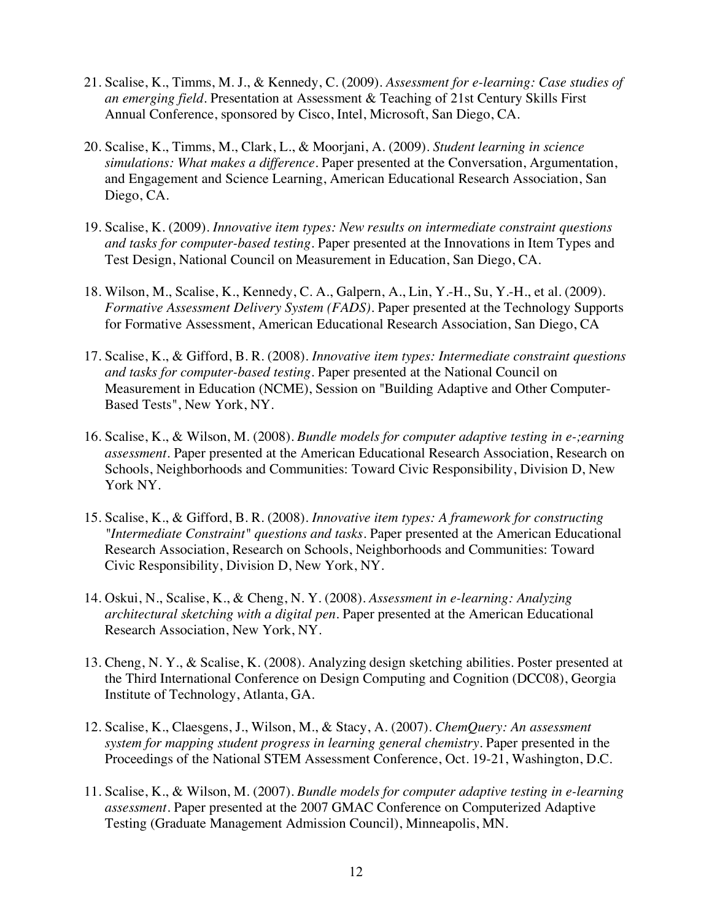21. Scalise, K., Timms, M. J., & Kennedy, C. (2009). *Assessment for e-learning: Case studies of an emerging field*. Presentation at Assessment & Teaching of 21st Century Skills First Annual Conference, sponsored by Cisco, Intel, Microsoft, San Diego, CA.

20. Scalise, K., Timms, M., Clark, L., & Moorjani, A. (2009). *Student learning in science simulations: What makes a difference*. Paper presented at the Conversation, Argumentation, and Engagement and Science Learning, American Educational Research Association, San Diego, CA.

19. Scalise, K. (2009). *Innovative item types: New results on intermediate constraint questions and tasks for computer-based testing*. Paper presented at the Innovations in Item Types and Test Design, National Council on Measurement in Education, San Diego, CA.

18. Wilson, M., Scalise, K., Kennedy, C. A., Galpern, A., Lin, Y.-H., Su, Y.-H., et al. (2009). *Formative Assessment Delivery System (FADS)*. Paper presented at the Technology Supports for Formative Assessment, American Educational Research Association, San Diego, CA

17. Scalise, K., & Gifford, B. R. (2008). *Innovative item types: Intermediate constraint questions and tasks for computer-based testing*. Paper presented at the National Council on Measurement in Education (NCME), Session on "Building Adaptive and Other Computer-Based Tests", New York, NY.

16. Scalise, K., & Wilson, M. (2008). *Bundle models for computer adaptive testing in e-;earning assessment*. Paper presented at the American Educational Research Association, Research on Schools, Neighborhoods and Communities: Toward Civic Responsibility, Division D, New York NY.

15. Scalise, K., & Gifford, B. R. (2008). *Innovative item types: A framework for constructing "Intermediate Constraint" questions and tasks*. Paper presented at the American Educational Research Association, Research on Schools, Neighborhoods and Communities: Toward Civic Responsibility, Division D, New York, NY.

14. Oskui, N., Scalise, K., & Cheng, N. Y. (2008). *Assessment in e-learning: Analyzing architectural sketching with a digital pen*. Paper presented at the American Educational Research Association, New York, NY.

13. Cheng, N. Y., & Scalise, K. (2008). Analyzing design sketching abilities. Poster presented at the Third International Conference on Design Computing and Cognition (DCC08), Georgia Institute of Technology, Atlanta, GA.

12. Scalise, K., Claesgens, J., Wilson, M., & Stacy, A. (2007). *ChemQuery: An assessment system for mapping student progress in learning general chemistry*. Paper presented in the Proceedings of the National STEM Assessment Conference, Oct. 19-21, Washington, D.C.

11. Scalise, K., & Wilson, M. (2007). *Bundle models for computer adaptive testing in e-learning assessment*. Paper presented at the 2007 GMAC Conference on Computerized Adaptive Testing (Graduate Management Admission Council), Minneapolis, MN.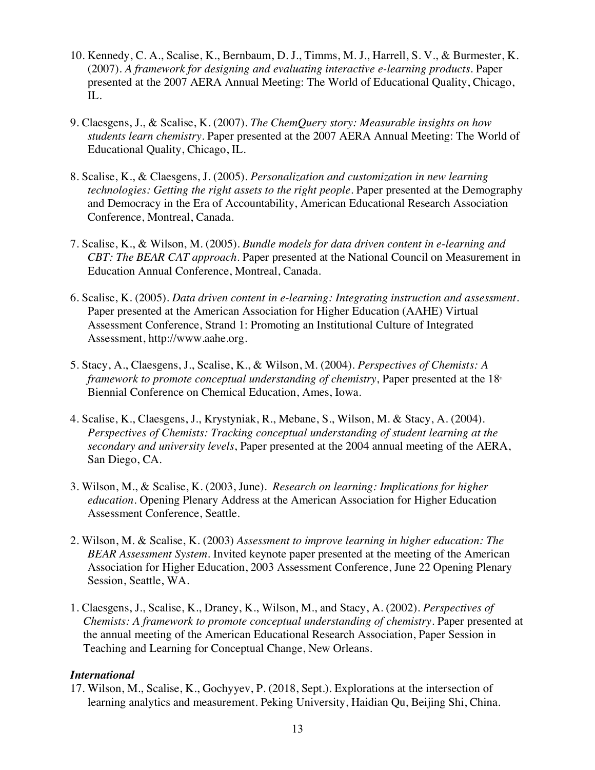10. Kennedy, C. A., Scalise, K., Bernbaum, D. J., Timms, M. J., Harrell, S. V., & Burmester, K. (2007). *A framework for designing and evaluating interactive e-learning products*. Paper presented at the 2007 AERA Annual Meeting: The World of Educational Quality, Chicago, IL.

9. Claesgens, J., & Scalise, K. (2007). *The ChemQuery story: Measurable insights on how students learn chemistry*. Paper presented at the 2007 AERA Annual Meeting: The World of Educational Quality, Chicago, IL.

8. Scalise, K., & Claesgens, J. (2005). *Personalization and customization in new learning technologies: Getting the right assets to the right people*. Paper presented at the Demography and Democracy in the Era of Accountability, American Educational Research Association Conference, Montreal, Canada.

7. Scalise, K., & Wilson, M. (2005). *Bundle models for data driven content in e-learning and CBT: The BEAR CAT approach*. Paper presented at the National Council on Measurement in Education Annual Conference, Montreal, Canada.

6. Scalise, K. (2005). *Data driven content in e-learning: Integrating instruction and assessment*. Paper presented at the American Association for Higher Education (AAHE) Virtual Assessment Conference, Strand 1: Promoting an Institutional Culture of Integrated Assessment, http://www.aahe.org.

5. Stacy, A., Claesgens, J., Scalise, K., & Wilson, M. (2004). *Perspectives of Chemists: A framework to promote conceptual understanding of chemistry*, Paper presented at the 18th Biennial Conference on Chemical Education, Ames, Iowa.

4. Scalise, K., Claesgens, J., Krystyniak, R., Mebane, S., Wilson, M. & Stacy, A. (2004). *Perspectives of Chemists: Tracking conceptual understanding of student learning at the secondary and university levels*, Paper presented at the 2004 annual meeting of the AERA, San Diego, CA.

3. Wilson, M., & Scalise, K. (2003, June). *Research on learning: Implications for higher education*. Opening Plenary Address at the American Association for Higher Education Assessment Conference, Seattle.

2. Wilson, M. & Scalise, K. (2003) *Assessment to improve learning in higher education: The BEAR Assessment System*. Invited keynote paper presented at the meeting of the American Association for Higher Education, 2003 Assessment Conference, June 22 Opening Plenary Session, Seattle, WA.

1. Claesgens, J., Scalise, K., Draney, K., Wilson, M., and Stacy, A. (2002). *Perspectives of Chemists: A framework to promote conceptual understanding of chemistry*. Paper presented at the annual meeting of the American Educational Research Association, Paper Session in Teaching and Learning for Conceptual Change, New Orleans.

***International***

17. Wilson, M., Scalise, K., Gochyyev, P. (2018, Sept.). Explorations at the intersection of learning analytics and measurement. Peking University, Haidian Qu, Beijing Shi, China.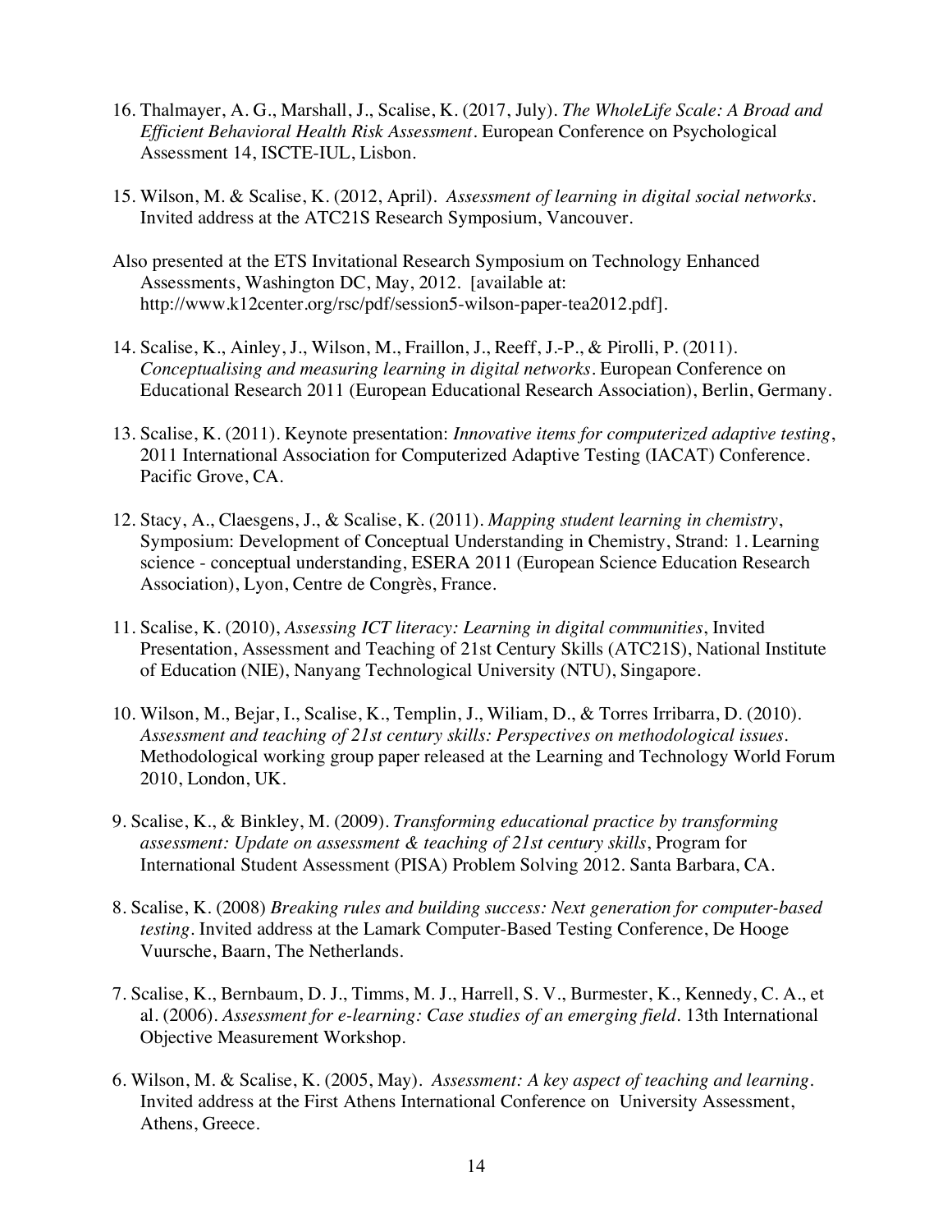16. Thalmayer, A. G., Marshall, J., Scalise, K. (2017, July). *The WholeLife Scale: A Broad and Efficient Behavioral Health Risk Assessment*. European Conference on Psychological Assessment 14, ISCTE-IUL, Lisbon.

15. Wilson, M. & Scalise, K. (2012, April). *Assessment of learning in digital social networks*. Invited address at the ATC21S Research Symposium, Vancouver.

Also presented at the ETS Invitational Research Symposium on Technology Enhanced Assessments, Washington DC, May, 2012. [available at: http://www.k12center.org/rsc/pdf/session5-wilson-paper-tea2012.pdf].

14. Scalise, K., Ainley, J., Wilson, M., Fraillon, J., Reeff, J.-P., & Pirolli, P. (2011). *Conceptualising and measuring learning in digital networks*. European Conference on Educational Research 2011 (European Educational Research Association), Berlin, Germany.

13. Scalise, K. (2011). Keynote presentation: *Innovative items for computerized adaptive testing*, 2011 International Association for Computerized Adaptive Testing (IACAT) Conference. Pacific Grove, CA.

12. Stacy, A., Claesgens, J., & Scalise, K. (2011). *Mapping student learning in chemistry*, Symposium: Development of Conceptual Understanding in Chemistry, Strand: 1. Learning science - conceptual understanding, ESERA 2011 (European Science Education Research Association), Lyon, Centre de Congrès, France.

11. Scalise, K. (2010), *Assessing ICT literacy: Learning in digital communities*, Invited Presentation, Assessment and Teaching of 21st Century Skills (ATC21S), National Institute of Education (NIE), Nanyang Technological University (NTU), Singapore.

10. Wilson, M., Bejar, I., Scalise, K., Templin, J., Wiliam, D., & Torres Irribarra, D. (2010). *Assessment and teaching of 21st century skills: Perspectives on methodological issues*. Methodological working group paper released at the Learning and Technology World Forum 2010, London, UK.

9. Scalise, K., & Binkley, M. (2009). *Transforming educational practice by transforming assessment: Update on assessment & teaching of 21st century skills*, Program for International Student Assessment (PISA) Problem Solving 2012. Santa Barbara, CA.

8. Scalise, K. (2008) *Breaking rules and building success: Next generation for computer-based testing*. Invited address at the Lamark Computer-Based Testing Conference, De Hooge Vuursche, Baarn, The Netherlands.

7. Scalise, K., Bernbaum, D. J., Timms, M. J., Harrell, S. V., Burmester, K., Kennedy, C. A., et al. (2006). *Assessment for e-learning: Case studies of an emerging field*. 13th International Objective Measurement Workshop.

6. Wilson, M. & Scalise, K. (2005, May). *Assessment: A key aspect of teaching and learning*. Invited address at the First Athens International Conference on University Assessment, Athens, Greece.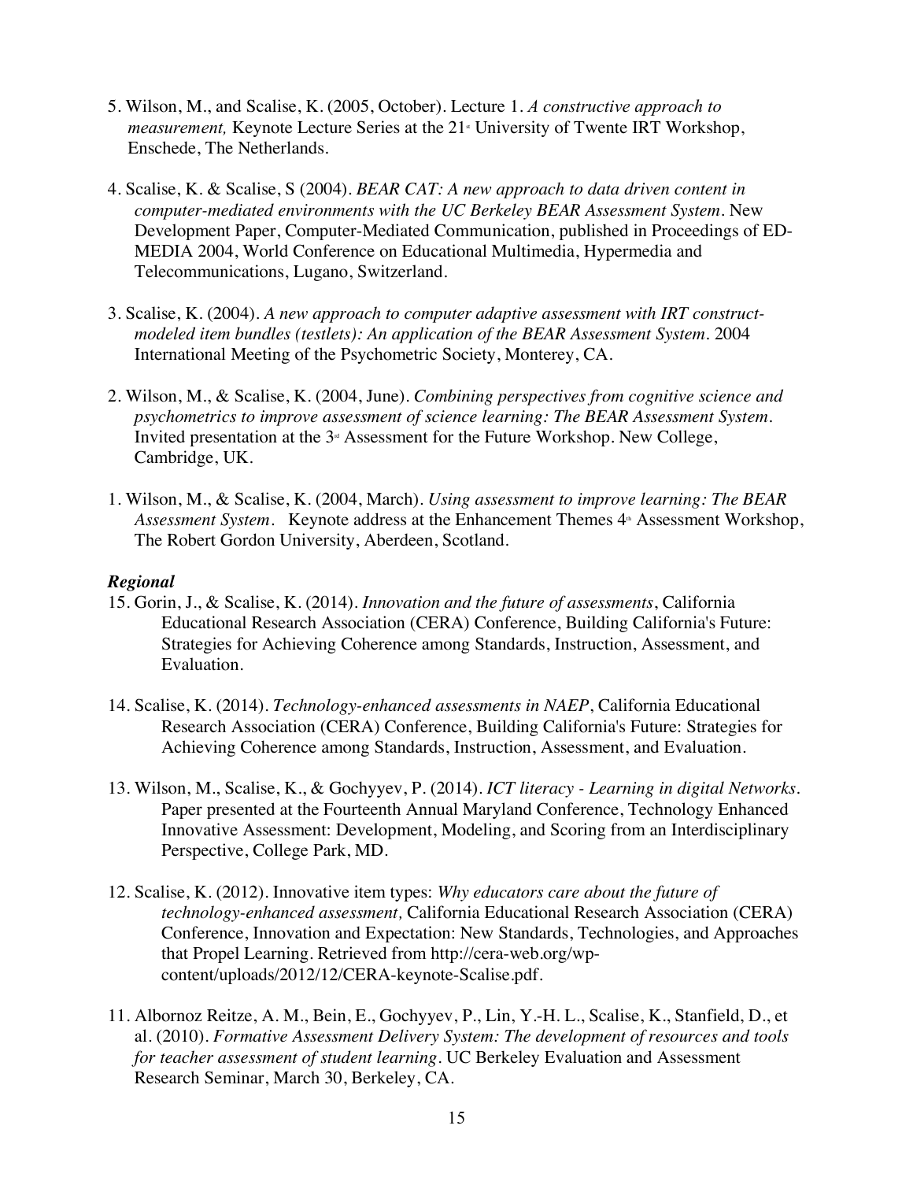5. Wilson, M., and Scalise, K. (2005, October). Lecture 1. *A constructive approach to measurement,* Keynote Lecture Series at the 21st University of Twente IRT Workshop, Enschede, The Netherlands.

4. Scalise, K. & Scalise, S (2004). *BEAR CAT: A new approach to data driven content in computer-mediated environments with the UC Berkeley BEAR Assessment System.* New Development Paper, Computer-Mediated Communication, published in Proceedings of ED-MEDIA 2004, World Conference on Educational Multimedia, Hypermedia and Telecommunications, Lugano, Switzerland.

3. Scalise, K. (2004). *A new approach to computer adaptive assessment with IRT construct-modeled item bundles (testlets): An application of the BEAR Assessment System.* 2004 International Meeting of the Psychometric Society, Monterey, CA.

2. Wilson, M., & Scalise, K. (2004, June). *Combining perspectives from cognitive science and psychometrics to improve assessment of science learning: The BEAR Assessment System.* Invited presentation at the 3rd Assessment for the Future Workshop. New College, Cambridge, UK.

1. Wilson, M., & Scalise, K. (2004, March). *Using assessment to improve learning: The BEAR Assessment System.* Keynote address at the Enhancement Themes 4th Assessment Workshop, The Robert Gordon University, Aberdeen, Scotland.

***Regional***

15. Gorin, J., & Scalise, K. (2014). *Innovation and the future of assessments*, California Educational Research Association (CERA) Conference, Building California's Future: Strategies for Achieving Coherence among Standards, Instruction, Assessment, and Evaluation.

14. Scalise, K. (2014). *Technology-enhanced assessments in NAEP*, California Educational Research Association (CERA) Conference, Building California's Future: Strategies for Achieving Coherence among Standards, Instruction, Assessment, and Evaluation.

13. Wilson, M., Scalise, K., & Gochyyev, P. (2014). *ICT literacy - Learning in digital Networks.* Paper presented at the Fourteenth Annual Maryland Conference, Technology Enhanced Innovative Assessment: Development, Modeling, and Scoring from an Interdisciplinary Perspective, College Park, MD.

12. Scalise, K. (2012). Innovative item types: *Why educators care about the future of technology-enhanced assessment,* California Educational Research Association (CERA) Conference, Innovation and Expectation: New Standards, Technologies, and Approaches that Propel Learning. Retrieved from http://cera-web.org/wp-content/uploads/2012/12/CERA-keynote-Scalise.pdf.

11. Albornoz Reitze, A. M., Bein, E., Gochyyev, P., Lin, Y.-H. L., Scalise, K., Stanfield, D., et al. (2010). *Formative Assessment Delivery System: The development of resources and tools for teacher assessment of student learning.* UC Berkeley Evaluation and Assessment Research Seminar, March 30, Berkeley, CA.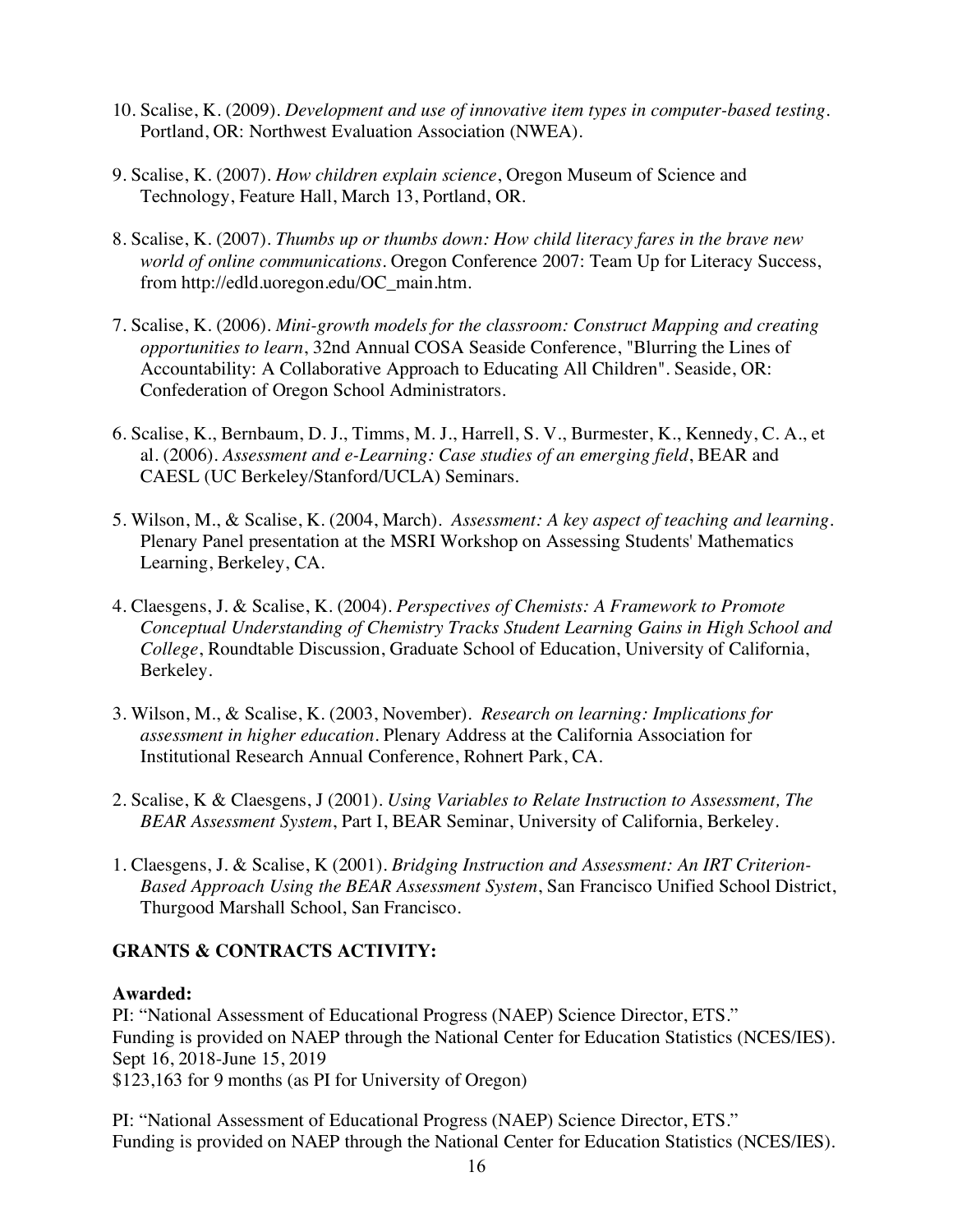10. Scalise, K. (2009). *Development and use of innovative item types in computer-based testing*. Portland, OR: Northwest Evaluation Association (NWEA).

9. Scalise, K. (2007). *How children explain science*, Oregon Museum of Science and Technology, Feature Hall, March 13, Portland, OR.

8. Scalise, K. (2007). *Thumbs up or thumbs down: How child literacy fares in the brave new world of online communications*. Oregon Conference 2007: Team Up for Literacy Success, from http://edld.uoregon.edu/OC_main.htm.

7. Scalise, K. (2006). *Mini-growth models for the classroom: Construct Mapping and creating opportunities to learn*, 32nd Annual COSA Seaside Conference, "Blurring the Lines of Accountability: A Collaborative Approach to Educating All Children". Seaside, OR: Confederation of Oregon School Administrators.

6. Scalise, K., Bernbaum, D. J., Timms, M. J., Harrell, S. V., Burmester, K., Kennedy, C. A., et al. (2006). *Assessment and e-Learning: Case studies of an emerging field*, BEAR and CAESL (UC Berkeley/Stanford/UCLA) Seminars.

5. Wilson, M., & Scalise, K. (2004, March). *Assessment: A key aspect of teaching and learning*. Plenary Panel presentation at the MSRI Workshop on Assessing Students' Mathematics Learning, Berkeley, CA.

4. Claesgens, J. & Scalise, K. (2004). *Perspectives of Chemists: A Framework to Promote Conceptual Understanding of Chemistry Tracks Student Learning Gains in High School and College*, Roundtable Discussion, Graduate School of Education, University of California, Berkeley.

3. Wilson, M., & Scalise, K. (2003, November). *Research on learning: Implications for assessment in higher education*. Plenary Address at the California Association for Institutional Research Annual Conference, Rohnert Park, CA.

2. Scalise, K & Claesgens, J (2001). *Using Variables to Relate Instruction to Assessment, The BEAR Assessment System*, Part I, BEAR Seminar, University of California, Berkeley.

1. Claesgens, J. & Scalise, K (2001). *Bridging Instruction and Assessment: An IRT Criterion-Based Approach Using the BEAR Assessment System*, San Francisco Unified School District, Thurgood Marshall School, San Francisco.

## GRANTS & CONTRACTS ACTIVITY:

**Awarded:**

PI: "National Assessment of Educational Progress (NAEP) Science Director, ETS."
Funding is provided on NAEP through the National Center for Education Statistics (NCES/IES).
Sept 16, 2018-June 15, 2019
$123,163 for 9 months (as PI for University of Oregon)

PI: "National Assessment of Educational Progress (NAEP) Science Director, ETS."
Funding is provided on NAEP through the National Center for Education Statistics (NCES/IES).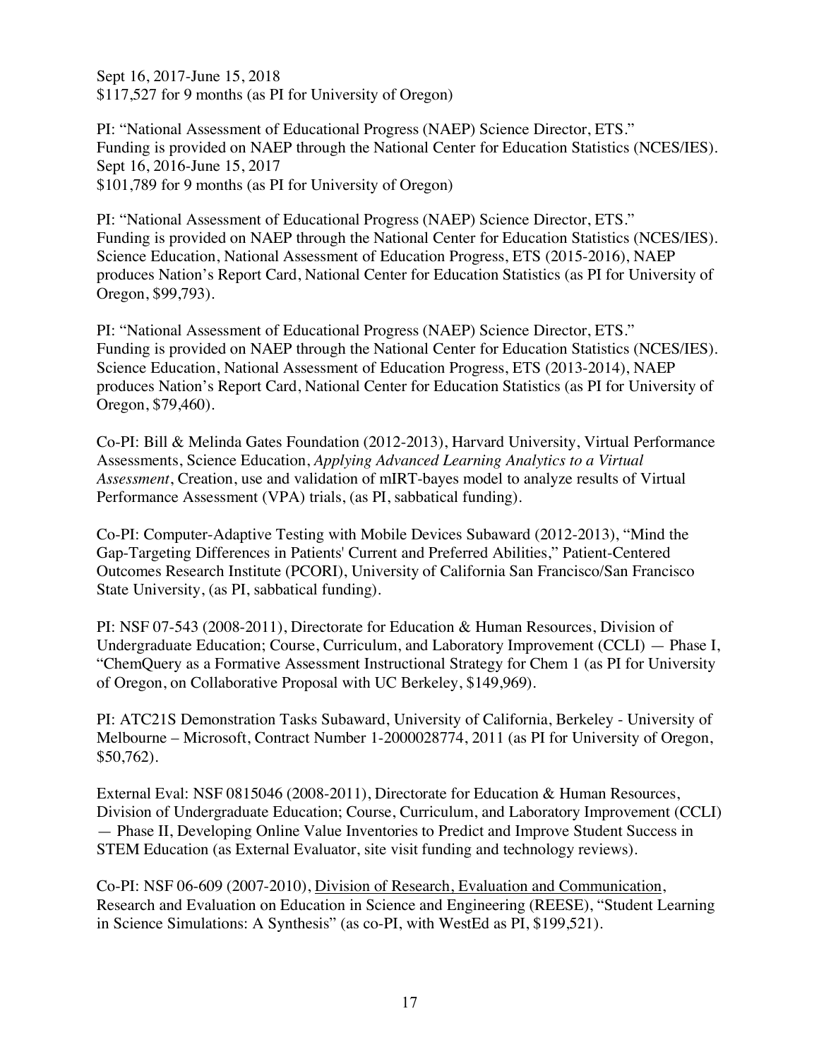Sept 16, 2017-June 15, 2018
$117,527 for 9 months (as PI for University of Oregon)

PI: "National Assessment of Educational Progress (NAEP) Science Director, ETS."
Funding is provided on NAEP through the National Center for Education Statistics (NCES/IES).
Sept 16, 2016-June 15, 2017
$101,789 for 9 months (as PI for University of Oregon)

PI: "National Assessment of Educational Progress (NAEP) Science Director, ETS."
Funding is provided on NAEP through the National Center for Education Statistics (NCES/IES).
Science Education, National Assessment of Education Progress, ETS (2015-2016), NAEP produces Nation's Report Card, National Center for Education Statistics (as PI for University of Oregon, $99,793).

PI: "National Assessment of Educational Progress (NAEP) Science Director, ETS."
Funding is provided on NAEP through the National Center for Education Statistics (NCES/IES).
Science Education, National Assessment of Education Progress, ETS (2013-2014), NAEP produces Nation's Report Card, National Center for Education Statistics (as PI for University of Oregon, $79,460).

Co-PI: Bill & Melinda Gates Foundation (2012-2013), Harvard University, Virtual Performance Assessments, Science Education, *Applying Advanced Learning Analytics to a Virtual Assessment*, Creation, use and validation of mIRT-bayes model to analyze results of Virtual Performance Assessment (VPA) trials, (as PI, sabbatical funding).

Co-PI: Computer-Adaptive Testing with Mobile Devices Subaward (2012-2013), "Mind the Gap-Targeting Differences in Patients' Current and Preferred Abilities," Patient-Centered Outcomes Research Institute (PCORI), University of California San Francisco/San Francisco State University, (as PI, sabbatical funding).

PI: NSF 07-543 (2008-2011), Directorate for Education & Human Resources, Division of Undergraduate Education; Course, Curriculum, and Laboratory Improvement (CCLI) — Phase I, "ChemQuery as a Formative Assessment Instructional Strategy for Chem 1 (as PI for University of Oregon, on Collaborative Proposal with UC Berkeley, $149,969).

PI: ATC21S Demonstration Tasks Subaward, University of California, Berkeley - University of Melbourne – Microsoft, Contract Number 1-2000028774, 2011 (as PI for University of Oregon, $50,762).

External Eval: NSF 0815046 (2008-2011), Directorate for Education & Human Resources, Division of Undergraduate Education; Course, Curriculum, and Laboratory Improvement (CCLI) — Phase II, Developing Online Value Inventories to Predict and Improve Student Success in STEM Education (as External Evaluator, site visit funding and technology reviews).

Co-PI: NSF 06-609 (2007-2010), Division of Research, Evaluation and Communication, Research and Evaluation on Education in Science and Engineering (REESE), "Student Learning in Science Simulations: A Synthesis" (as co-PI, with WestEd as PI, $199,521).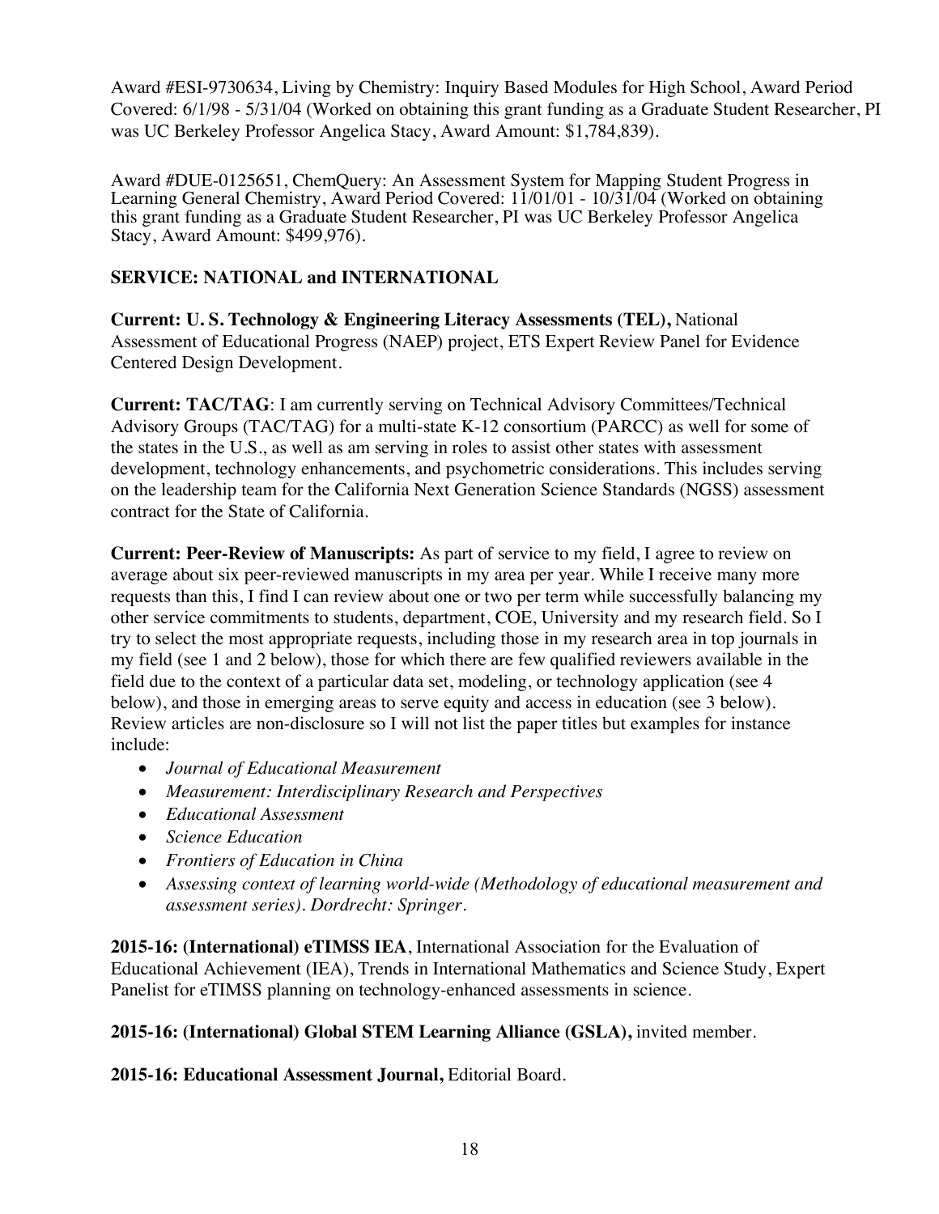Award #ESI-9730634, Living by Chemistry: Inquiry Based Modules for High School, Award Period Covered: 6/1/98 - 5/31/04 (Worked on obtaining this grant funding as a Graduate Student Researcher, PI was UC Berkeley Professor Angelica Stacy, Award Amount: $1,784,839).

Award #DUE-0125651, ChemQuery: An Assessment System for Mapping Student Progress in Learning General Chemistry, Award Period Covered: 11/01/01 - 10/31/04 (Worked on obtaining this grant funding as a Graduate Student Researcher, PI was UC Berkeley Professor Angelica Stacy, Award Amount: $499,976).

**SERVICE: NATIONAL and INTERNATIONAL**

**Current: U. S. Technology & Engineering Literacy Assessments (TEL),** National Assessment of Educational Progress (NAEP) project, ETS Expert Review Panel for Evidence Centered Design Development.

**Current: TAC/TAG**: I am currently serving on Technical Advisory Committees/Technical Advisory Groups (TAC/TAG) for a multi-state K-12 consortium (PARCC) as well for some of the states in the U.S., as well as am serving in roles to assist other states with assessment development, technology enhancements, and psychometric considerations. This includes serving on the leadership team for the California Next Generation Science Standards (NGSS) assessment contract for the State of California.

**Current: Peer-Review of Manuscripts:** As part of service to my field, I agree to review on average about six peer-reviewed manuscripts in my area per year. While I receive many more requests than this, I find I can review about one or two per term while successfully balancing my other service commitments to students, department, COE, University and my research field. So I try to select the most appropriate requests, including those in my research area in top journals in my field (see 1 and 2 below), those for which there are few qualified reviewers available in the field due to the context of a particular data set, modeling, or technology application (see 4 below), and those in emerging areas to serve equity and access in education (see 3 below). Review articles are non-disclosure so I will not list the paper titles but examples for instance include:

- *Journal of Educational Measurement*
- *Measurement: Interdisciplinary Research and Perspectives*
- *Educational Assessment*
- *Science Education*
- *Frontiers of Education in China*
- *Assessing context of learning world-wide (Methodology of educational measurement and assessment series). Dordrecht: Springer.*

**2015-16: (International) eTIMSS IEA**, International Association for the Evaluation of Educational Achievement (IEA), Trends in International Mathematics and Science Study, Expert Panelist for eTIMSS planning on technology-enhanced assessments in science.

**2015-16: (International) Global STEM Learning Alliance (GSLA),** invited member.

**2015-16: Educational Assessment Journal,** Editorial Board.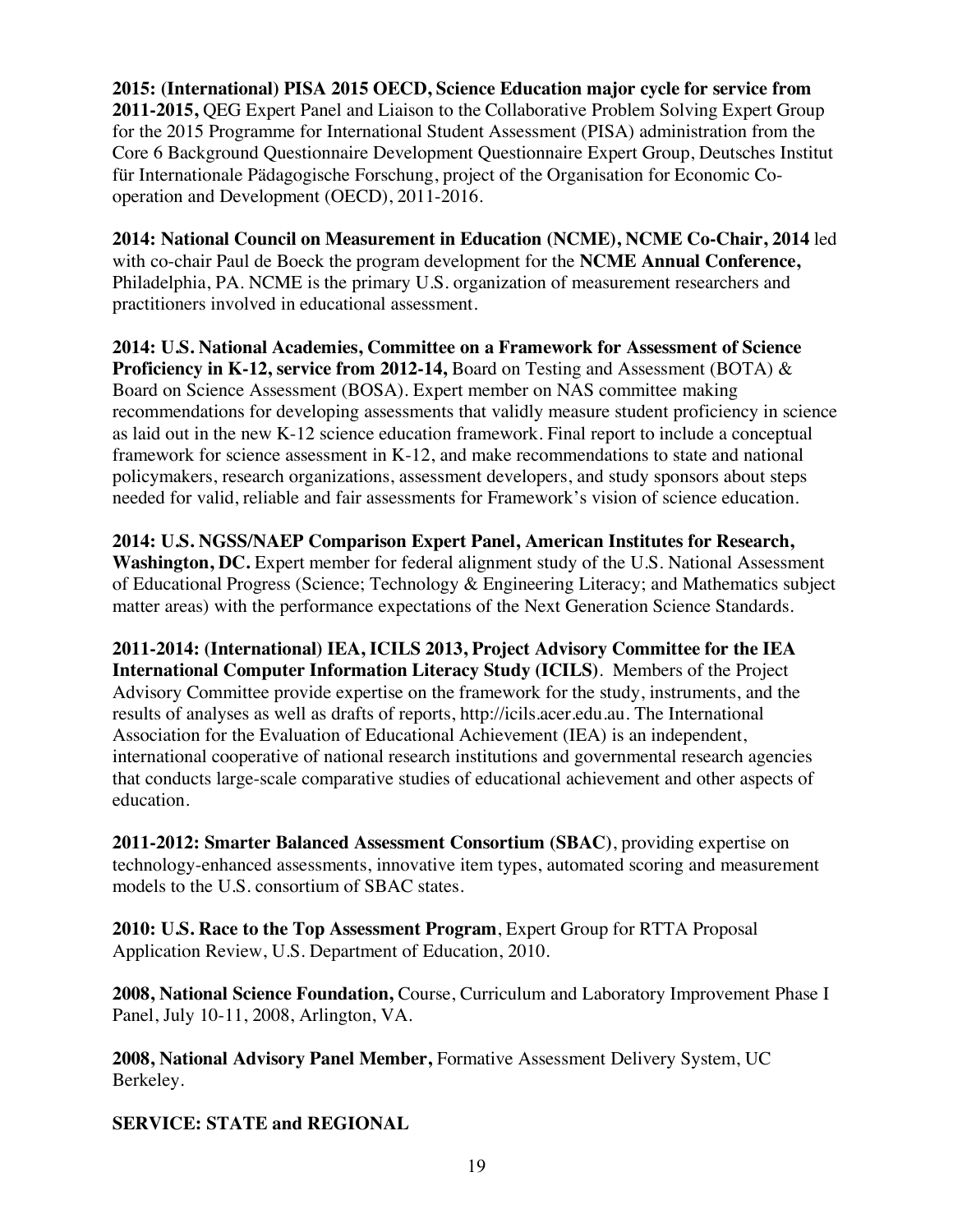**2015: (International) PISA 2015 OECD, Science Education major cycle for service from 2011-2015,** QEG Expert Panel and Liaison to the Collaborative Problem Solving Expert Group for the 2015 Programme for International Student Assessment (PISA) administration from the Core 6 Background Questionnaire Development Questionnaire Expert Group, Deutsches Institut für Internationale Pädagogische Forschung, project of the Organisation for Economic Co-operation and Development (OECD), 2011-2016.

**2014: National Council on Measurement in Education (NCME), NCME Co-Chair, 2014** led with co-chair Paul de Boeck the program development for the **NCME Annual Conference,** Philadelphia, PA. NCME is the primary U.S. organization of measurement researchers and practitioners involved in educational assessment.

**2014: U.S. National Academies, Committee on a Framework for Assessment of Science Proficiency in K-12, service from 2012-14,** Board on Testing and Assessment (BOTA) & Board on Science Assessment (BOSA). Expert member on NAS committee making recommendations for developing assessments that validly measure student proficiency in science as laid out in the new K-12 science education framework. Final report to include a conceptual framework for science assessment in K-12, and make recommendations to state and national policymakers, research organizations, assessment developers, and study sponsors about steps needed for valid, reliable and fair assessments for Framework's vision of science education.

**2014: U.S. NGSS/NAEP Comparison Expert Panel, American Institutes for Research, Washington, DC.** Expert member for federal alignment study of the U.S. National Assessment of Educational Progress (Science; Technology & Engineering Literacy; and Mathematics subject matter areas) with the performance expectations of the Next Generation Science Standards.

**2011-2014: (International) IEA, ICILS 2013, Project Advisory Committee for the IEA International Computer Information Literacy Study (ICILS)**. Members of the Project Advisory Committee provide expertise on the framework for the study, instruments, and the results of analyses as well as drafts of reports, http://icils.acer.edu.au. The International Association for the Evaluation of Educational Achievement (IEA) is an independent, international cooperative of national research institutions and governmental research agencies that conducts large-scale comparative studies of educational achievement and other aspects of education.

**2011-2012: Smarter Balanced Assessment Consortium (SBAC)**, providing expertise on technology-enhanced assessments, innovative item types, automated scoring and measurement models to the U.S. consortium of SBAC states.

**2010: U.S. Race to the Top Assessment Program**, Expert Group for RTTA Proposal Application Review, U.S. Department of Education, 2010.

**2008, National Science Foundation,** Course, Curriculum and Laboratory Improvement Phase I Panel, July 10-11, 2008, Arlington, VA.

**2008, National Advisory Panel Member,** Formative Assessment Delivery System, UC Berkeley.

**SERVICE: STATE and REGIONAL**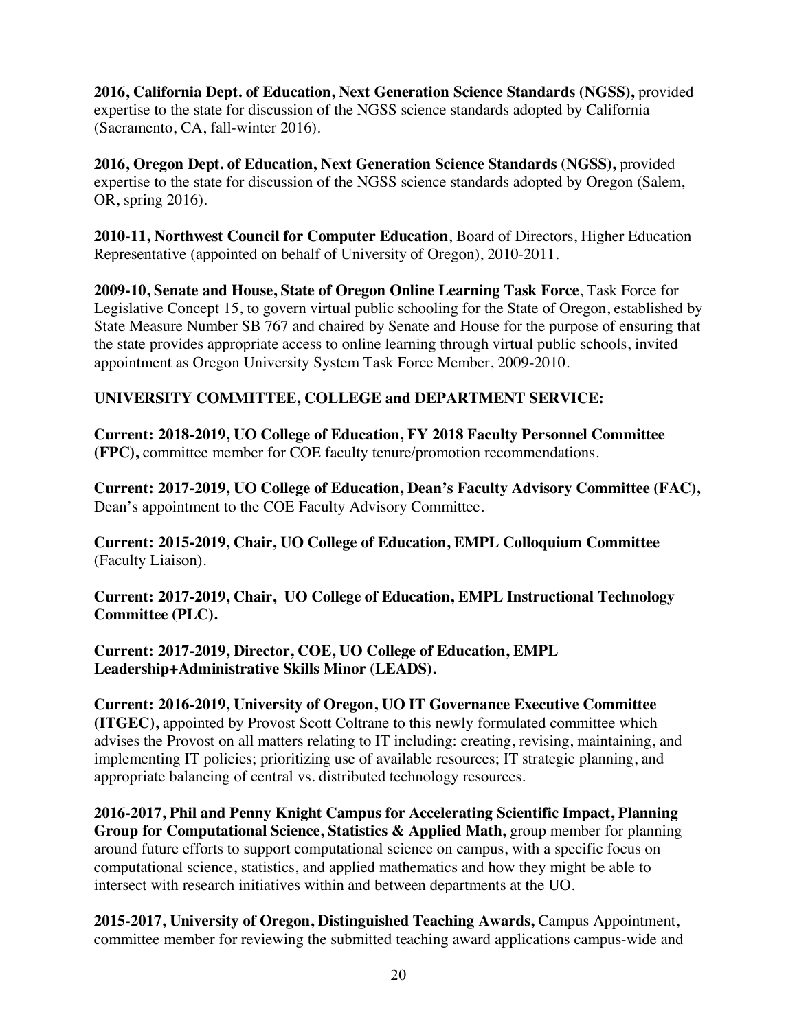**2016, California Dept. of Education, Next Generation Science Standards (NGSS),** provided expertise to the state for discussion of the NGSS science standards adopted by California (Sacramento, CA, fall-winter 2016).

**2016, Oregon Dept. of Education, Next Generation Science Standards (NGSS),** provided expertise to the state for discussion of the NGSS science standards adopted by Oregon (Salem, OR, spring 2016).

**2010-11, Northwest Council for Computer Education**, Board of Directors, Higher Education Representative (appointed on behalf of University of Oregon), 2010-2011.

**2009-10, Senate and House, State of Oregon Online Learning Task Force**, Task Force for Legislative Concept 15, to govern virtual public schooling for the State of Oregon, established by State Measure Number SB 767 and chaired by Senate and House for the purpose of ensuring that the state provides appropriate access to online learning through virtual public schools, invited appointment as Oregon University System Task Force Member, 2009-2010.

## UNIVERSITY COMMITTEE, COLLEGE and DEPARTMENT SERVICE:

**Current: 2018-2019, UO College of Education, FY 2018 Faculty Personnel Committee (FPC),** committee member for COE faculty tenure/promotion recommendations.

**Current: 2017-2019, UO College of Education, Dean's Faculty Advisory Committee (FAC),** Dean's appointment to the COE Faculty Advisory Committee.

**Current: 2015-2019, Chair, UO College of Education, EMPL Colloquium Committee** (Faculty Liaison).

**Current: 2017-2019, Chair, UO College of Education, EMPL Instructional Technology Committee (PLC).**

**Current: 2017-2019, Director, COE, UO College of Education, EMPL Leadership+Administrative Skills Minor (LEADS).**

**Current: 2016-2019, University of Oregon, UO IT Governance Executive Committee (ITGEC),** appointed by Provost Scott Coltrane to this newly formulated committee which advises the Provost on all matters relating to IT including: creating, revising, maintaining, and implementing IT policies; prioritizing use of available resources; IT strategic planning, and appropriate balancing of central vs. distributed technology resources.

**2016-2017, Phil and Penny Knight Campus for Accelerating Scientific Impact, Planning Group for Computational Science, Statistics & Applied Math,** group member for planning around future efforts to support computational science on campus, with a specific focus on computational science, statistics, and applied mathematics and how they might be able to intersect with research initiatives within and between departments at the UO.

**2015-2017, University of Oregon, Distinguished Teaching Awards,** Campus Appointment, committee member for reviewing the submitted teaching award applications campus-wide and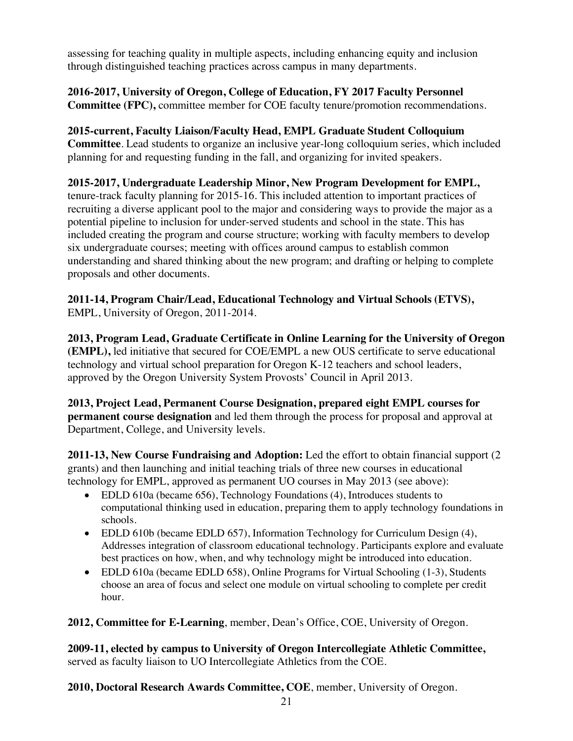assessing for teaching quality in multiple aspects, including enhancing equity and inclusion through distinguished teaching practices across campus in many departments.

**2016-2017, University of Oregon, College of Education, FY 2017 Faculty Personnel Committee (FPC),** committee member for COE faculty tenure/promotion recommendations.

**2015-current, Faculty Liaison/Faculty Head, EMPL Graduate Student Colloquium Committee**. Lead students to organize an inclusive year-long colloquium series, which included planning for and requesting funding in the fall, and organizing for invited speakers.

**2015-2017, Undergraduate Leadership Minor, New Program Development for EMPL,** tenure-track faculty planning for 2015-16. This included attention to important practices of recruiting a diverse applicant pool to the major and considering ways to provide the major as a potential pipeline to inclusion for under-served students and school in the state. This has included creating the program and course structure; working with faculty members to develop six undergraduate courses; meeting with offices around campus to establish common understanding and shared thinking about the new program; and drafting or helping to complete proposals and other documents.

**2011-14, Program Chair/Lead, Educational Technology and Virtual Schools (ETVS),** EMPL, University of Oregon, 2011-2014.

**2013, Program Lead, Graduate Certificate in Online Learning for the University of Oregon (EMPL),** led initiative that secured for COE/EMPL a new OUS certificate to serve educational technology and virtual school preparation for Oregon K-12 teachers and school leaders, approved by the Oregon University System Provosts' Council in April 2013.

**2013, Project Lead, Permanent Course Designation, prepared eight EMPL courses for permanent course designation** and led them through the process for proposal and approval at Department, College, and University levels.

**2011-13, New Course Fundraising and Adoption:** Led the effort to obtain financial support (2 grants) and then launching and initial teaching trials of three new courses in educational technology for EMPL, approved as permanent UO courses in May 2013 (see above):

- EDLD 610a (became 656), Technology Foundations (4), Introduces students to computational thinking used in education, preparing them to apply technology foundations in schools.
- EDLD 610b (became EDLD 657), Information Technology for Curriculum Design (4), Addresses integration of classroom educational technology. Participants explore and evaluate best practices on how, when, and why technology might be introduced into education.
- EDLD 610a (became EDLD 658), Online Programs for Virtual Schooling (1-3), Students choose an area of focus and select one module on virtual schooling to complete per credit hour.

**2012, Committee for E-Learning**, member, Dean's Office, COE, University of Oregon.

**2009-11, elected by campus to University of Oregon Intercollegiate Athletic Committee,** served as faculty liaison to UO Intercollegiate Athletics from the COE.

**2010, Doctoral Research Awards Committee, COE**, member, University of Oregon.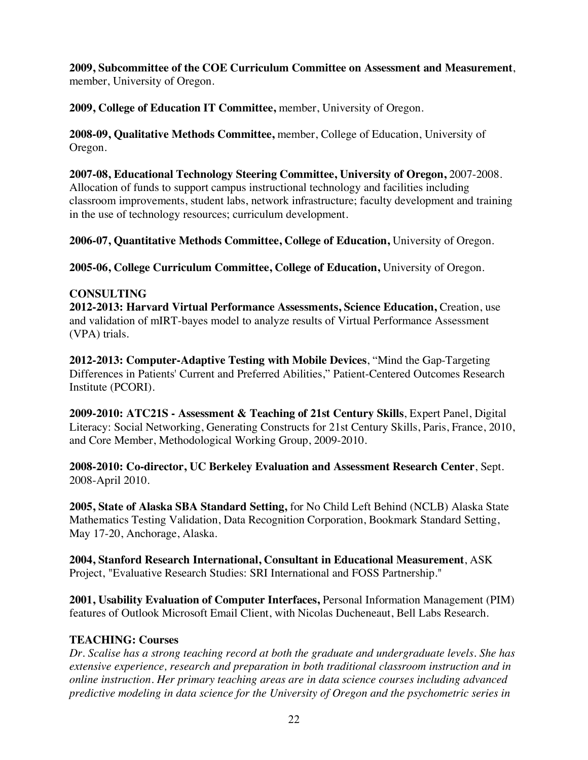**2009, Subcommittee of the COE Curriculum Committee on Assessment and Measurement**, member, University of Oregon.

**2009, College of Education IT Committee,** member, University of Oregon.

**2008-09, Qualitative Methods Committee,** member, College of Education, University of Oregon.

**2007-08, Educational Technology Steering Committee, University of Oregon,** 2007-2008. Allocation of funds to support campus instructional technology and facilities including classroom improvements, student labs, network infrastructure; faculty development and training in the use of technology resources; curriculum development.

**2006-07, Quantitative Methods Committee, College of Education,** University of Oregon.

**2005-06, College Curriculum Committee, College of Education,** University of Oregon.

## CONSULTING

**2012-2013: Harvard Virtual Performance Assessments, Science Education,** Creation, use and validation of mIRT-bayes model to analyze results of Virtual Performance Assessment (VPA) trials.

**2012-2013: Computer-Adaptive Testing with Mobile Devices**, "Mind the Gap-Targeting Differences in Patients' Current and Preferred Abilities," Patient-Centered Outcomes Research Institute (PCORI).

**2009-2010: ATC21S - Assessment & Teaching of 21st Century Skills**, Expert Panel, Digital Literacy: Social Networking, Generating Constructs for 21st Century Skills, Paris, France, 2010, and Core Member, Methodological Working Group, 2009-2010.

**2008-2010: Co-director, UC Berkeley Evaluation and Assessment Research Center**, Sept. 2008-April 2010.

**2005, State of Alaska SBA Standard Setting,** for No Child Left Behind (NCLB) Alaska State Mathematics Testing Validation, Data Recognition Corporation, Bookmark Standard Setting, May 17-20, Anchorage, Alaska.

**2004, Stanford Research International, Consultant in Educational Measurement**, ASK Project, "Evaluative Research Studies: SRI International and FOSS Partnership."

**2001, Usability Evaluation of Computer Interfaces,** Personal Information Management (PIM) features of Outlook Microsoft Email Client, with Nicolas Ducheneaut, Bell Labs Research.

## TEACHING: Courses

*Dr. Scalise has a strong teaching record at both the graduate and undergraduate levels. She has extensive experience, research and preparation in both traditional classroom instruction and in online instruction. Her primary teaching areas are in data science courses including advanced predictive modeling in data science for the University of Oregon and the psychometric series in*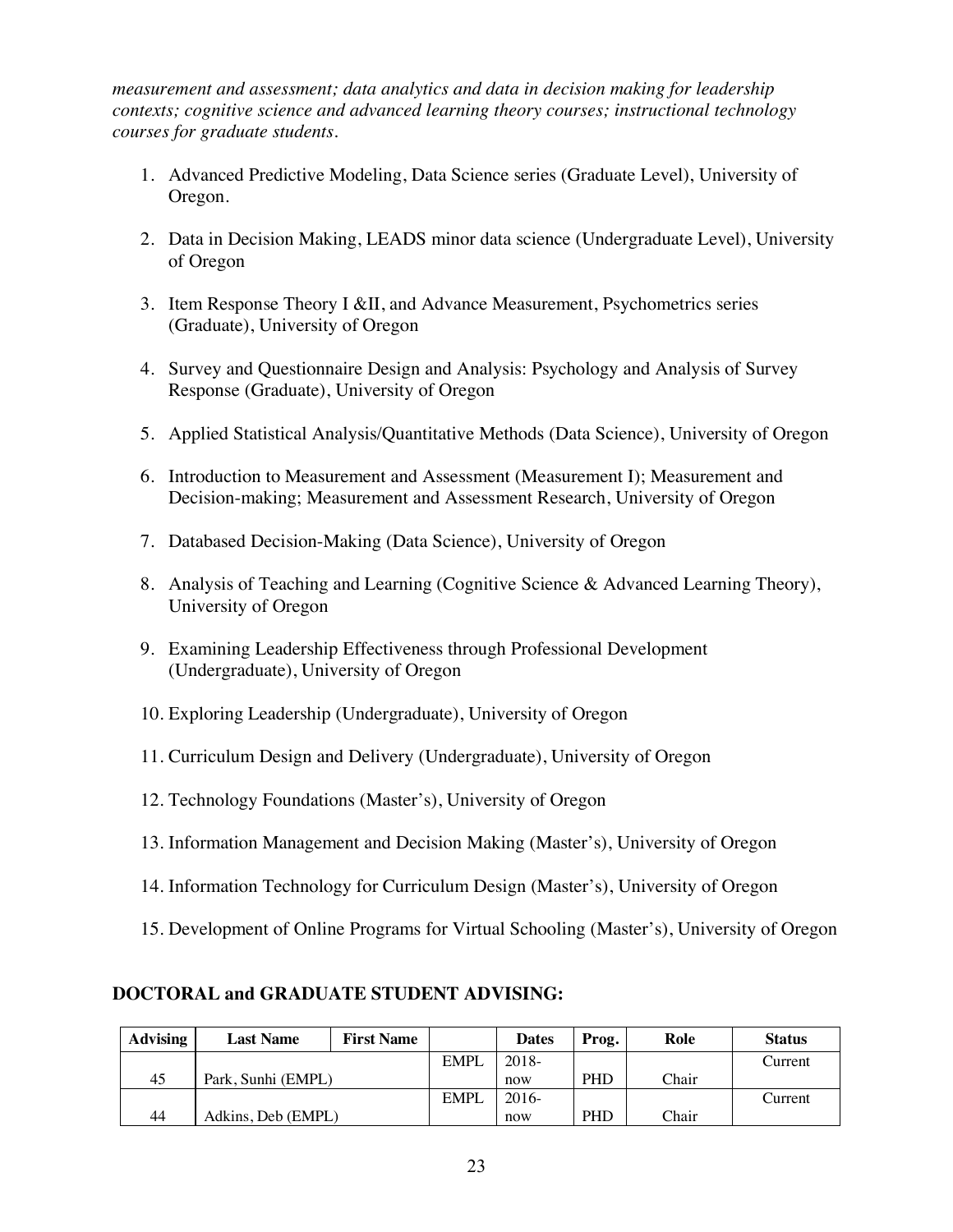*measurement and assessment; data analytics and data in decision making for leadership contexts; cognitive science and advanced learning theory courses; instructional technology courses for graduate students.*

1. Advanced Predictive Modeling, Data Science series (Graduate Level), University of Oregon.
2. Data in Decision Making, LEADS minor data science (Undergraduate Level), University of Oregon
3. Item Response Theory I &II, and Advance Measurement, Psychometrics series (Graduate), University of Oregon
4. Survey and Questionnaire Design and Analysis: Psychology and Analysis of Survey Response (Graduate), University of Oregon
5. Applied Statistical Analysis/Quantitative Methods (Data Science), University of Oregon
6. Introduction to Measurement and Assessment (Measurement I); Measurement and Decision-making; Measurement and Assessment Research, University of Oregon
7. Databased Decision-Making (Data Science), University of Oregon
8. Analysis of Teaching and Learning (Cognitive Science & Advanced Learning Theory), University of Oregon
9. Examining Leadership Effectiveness through Professional Development (Undergraduate), University of Oregon
10. Exploring Leadership (Undergraduate), University of Oregon
11. Curriculum Design and Delivery (Undergraduate), University of Oregon
12. Technology Foundations (Master's), University of Oregon
13. Information Management and Decision Making (Master's), University of Oregon
14. Information Technology for Curriculum Design (Master's), University of Oregon
15. Development of Online Programs for Virtual Schooling (Master's), University of Oregon

## DOCTORAL and GRADUATE STUDENT ADVISING:

| Advising | Last Name | First Name | | Dates | Prog. | Role | Status |
|---|---|---|---|---|---|---|---|
| 45 | Park, Sunhi (EMPL) | | EMPL | 2018-now | PHD | Chair | Current |
| 44 | Adkins, Deb (EMPL) | | EMPL | 2016-now | PHD | Chair | Current |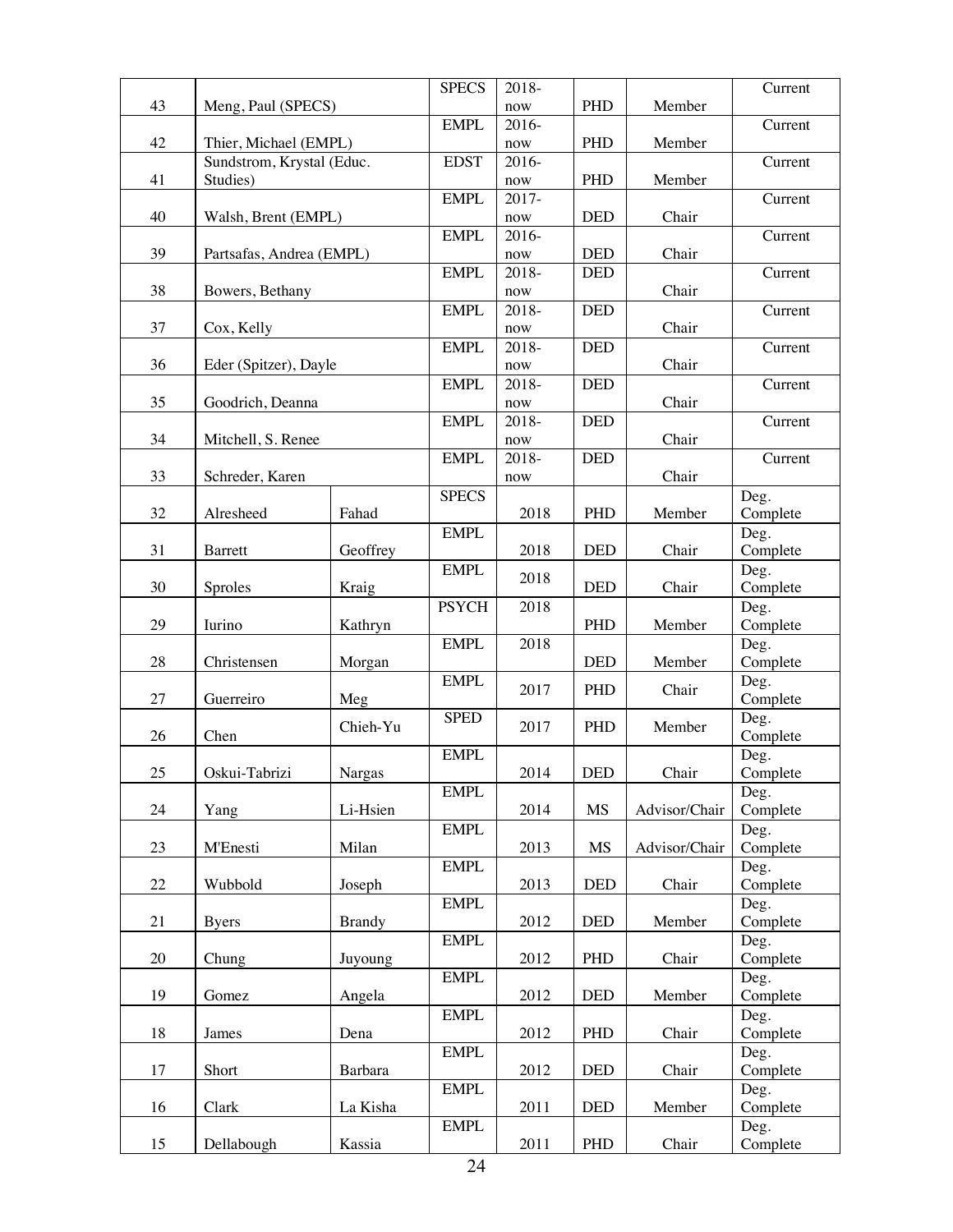| | | | | | | | |
|---|---|---|---|---|---|---|---|
| 43 | Meng, Paul (SPECS) | | SPECS | 2018-now | PHD | Member | Current |
| 42 | Thier, Michael (EMPL) | | EMPL | 2016-now | PHD | Member | Current |
| 41 | Sundstrom, Krystal (Educ. Studies) | | EDST | 2016-now | PHD | Member | Current |
| 40 | Walsh, Brent (EMPL) | | EMPL | 2017-now | DED | Chair | Current |
| 39 | Partsafas, Andrea (EMPL) | | EMPL | 2016-now | DED | Chair | Current |
| 38 | Bowers, Bethany | | EMPL | 2018-now | DED | Chair | Current |
| 37 | Cox, Kelly | | EMPL | 2018-now | DED | Chair | Current |
| 36 | Eder (Spitzer), Dayle | | EMPL | 2018-now | DED | Chair | Current |
| 35 | Goodrich, Deanna | | EMPL | 2018-now | DED | Chair | Current |
| 34 | Mitchell, S. Renee | | EMPL | 2018-now | DED | Chair | Current |
| 33 | Schreder, Karen | | EMPL | 2018-now | DED | Chair | Current |
| 32 | Alresheed | Fahad | SPECS | 2018 | PHD | Member | Deg. Complete |
| 31 | Barrett | Geoffrey | EMPL | 2018 | DED | Chair | Deg. Complete |
| 30 | Sproles | Kraig | EMPL | 2018 | DED | Chair | Deg. Complete |
| 29 | Iurino | Kathryn | PSYCH | 2018 | PHD | Member | Deg. Complete |
| 28 | Christensen | Morgan | EMPL | 2018 | DED | Member | Deg. Complete |
| 27 | Guerreiro | Meg | EMPL | 2017 | PHD | Chair | Deg. Complete |
| 26 | Chen | Chieh-Yu | SPED | 2017 | PHD | Member | Deg. Complete |
| 25 | Oskui-Tabrizi | Nargas | EMPL | 2014 | DED | Chair | Deg. Complete |
| 24 | Yang | Li-Hsien | EMPL | 2014 | MS | Advisor/Chair | Deg. Complete |
| 23 | M'Enesti | Milan | EMPL | 2013 | MS | Advisor/Chair | Deg. Complete |
| 22 | Wubbold | Joseph | EMPL | 2013 | DED | Chair | Deg. Complete |
| 21 | Byers | Brandy | EMPL | 2012 | DED | Member | Deg. Complete |
| 20 | Chung | Juyoung | EMPL | 2012 | PHD | Chair | Deg. Complete |
| 19 | Gomez | Angela | EMPL | 2012 | DED | Member | Deg. Complete |
| 18 | James | Dena | EMPL | 2012 | PHD | Chair | Deg. Complete |
| 17 | Short | Barbara | EMPL | 2012 | DED | Chair | Deg. Complete |
| 16 | Clark | La Kisha | EMPL | 2011 | DED | Member | Deg. Complete |
| 15 | Dellabough | Kassia | EMPL | 2011 | PHD | Chair | Deg. Complete |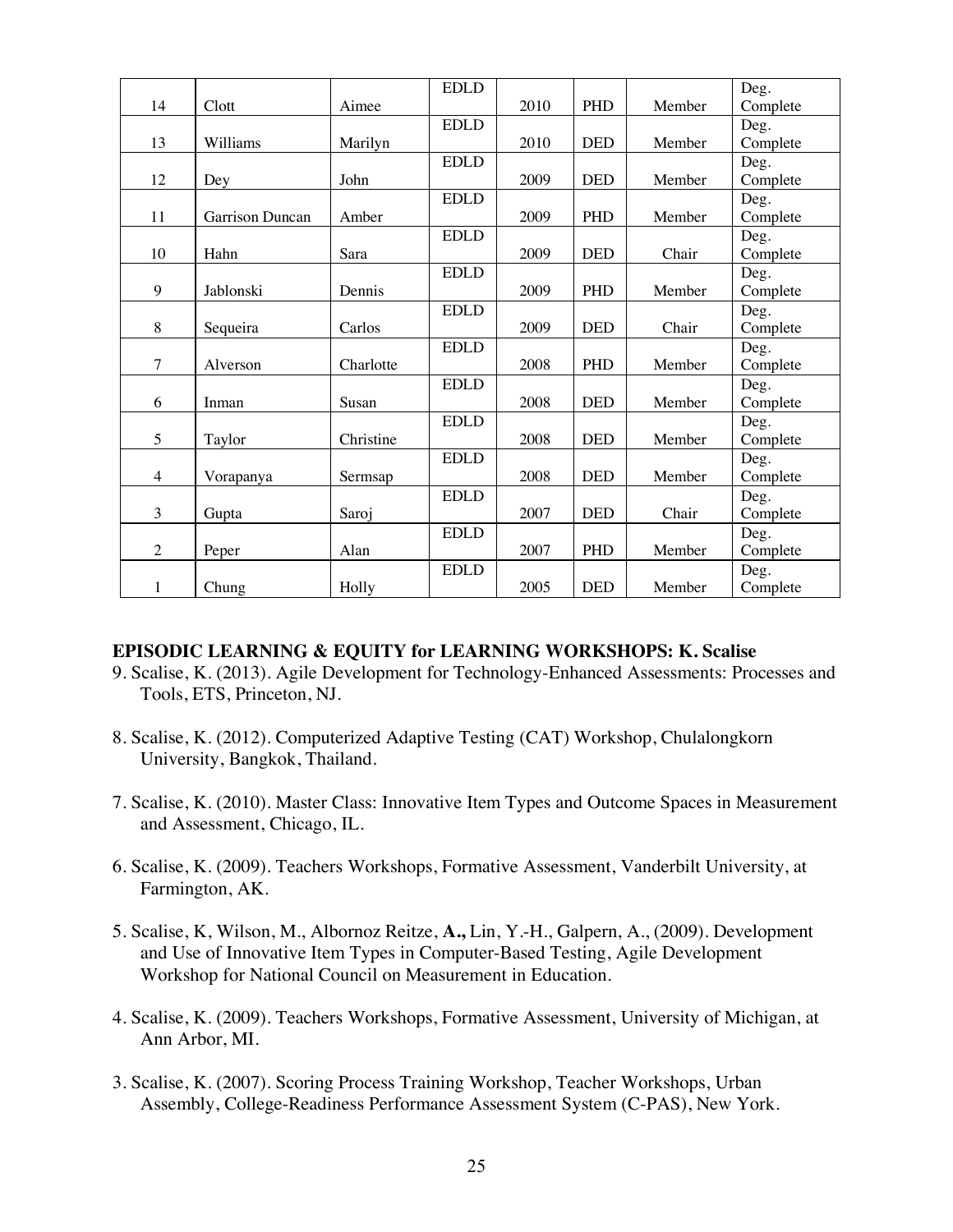| | | | | | | | |
|---|---|---|---|---|---|---|---|
| 14 | Clott | Aimee | EDLD | 2010 | PHD | Member | Deg. Complete |
| 13 | Williams | Marilyn | EDLD | 2010 | DED | Member | Deg. Complete |
| 12 | Dey | John | EDLD | 2009 | DED | Member | Deg. Complete |
| 11 | Garrison Duncan | Amber | EDLD | 2009 | PHD | Member | Deg. Complete |
| 10 | Hahn | Sara | EDLD | 2009 | DED | Chair | Deg. Complete |
| 9 | Jablonski | Dennis | EDLD | 2009 | PHD | Member | Deg. Complete |
| 8 | Sequeira | Carlos | EDLD | 2009 | DED | Chair | Deg. Complete |
| 7 | Alverson | Charlotte | EDLD | 2008 | PHD | Member | Deg. Complete |
| 6 | Inman | Susan | EDLD | 2008 | DED | Member | Deg. Complete |
| 5 | Taylor | Christine | EDLD | 2008 | DED | Member | Deg. Complete |
| 4 | Vorapanya | Sermsap | EDLD | 2008 | DED | Member | Deg. Complete |
| 3 | Gupta | Saroj | EDLD | 2007 | DED | Chair | Deg. Complete |
| 2 | Peper | Alan | EDLD | 2007 | PHD | Member | Deg. Complete |
| 1 | Chung | Holly | EDLD | 2005 | DED | Member | Deg. Complete |

**EPISODIC LEARNING & EQUITY for LEARNING WORKSHOPS: K. Scalise**

9. Scalise, K. (2013). Agile Development for Technology-Enhanced Assessments: Processes and Tools, ETS, Princeton, NJ.

8. Scalise, K. (2012). Computerized Adaptive Testing (CAT) Workshop, Chulalongkorn University, Bangkok, Thailand.

7. Scalise, K. (2010). Master Class: Innovative Item Types and Outcome Spaces in Measurement and Assessment, Chicago, IL.

6. Scalise, K. (2009). Teachers Workshops, Formative Assessment, Vanderbilt University, at Farmington, AK.

5. Scalise, K, Wilson, M., Albornoz Reitze, **A.,** Lin, Y.-H., Galpern, A., (2009). Development and Use of Innovative Item Types in Computer-Based Testing, Agile Development Workshop for National Council on Measurement in Education.

4. Scalise, K. (2009). Teachers Workshops, Formative Assessment, University of Michigan, at Ann Arbor, MI.

3. Scalise, K. (2007). Scoring Process Training Workshop, Teacher Workshops, Urban Assembly, College-Readiness Performance Assessment System (C-PAS), New York.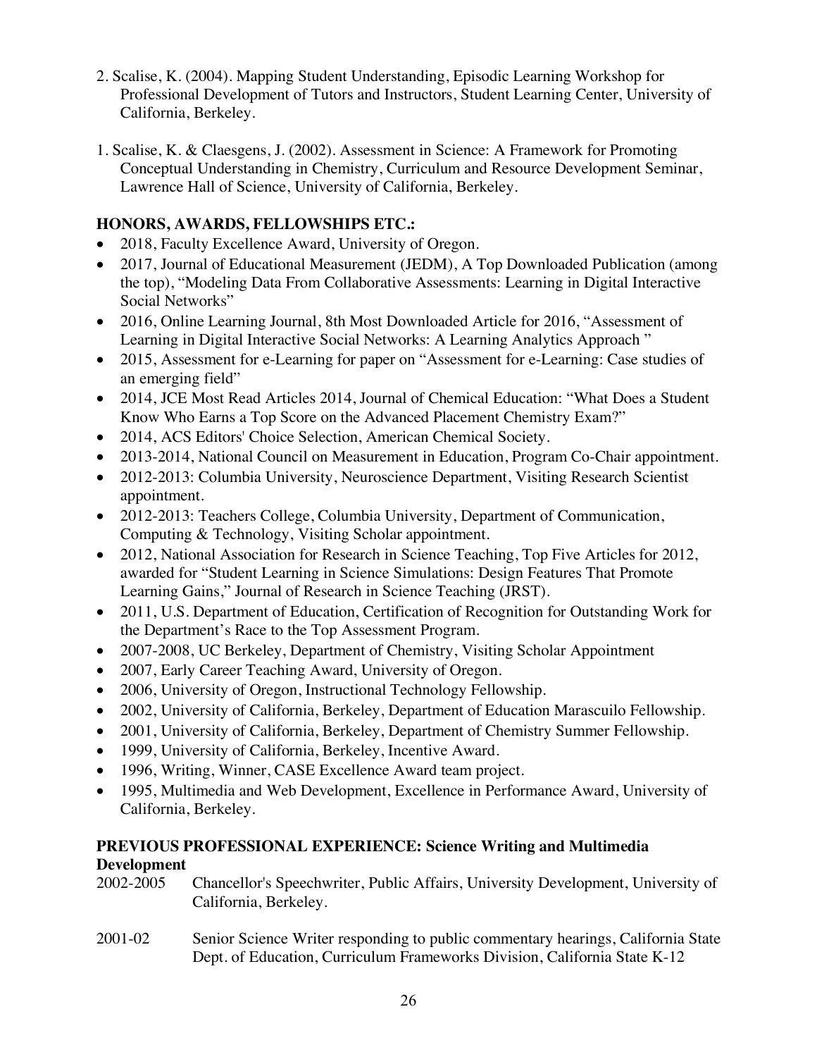2. Scalise, K. (2004). Mapping Student Understanding, Episodic Learning Workshop for Professional Development of Tutors and Instructors, Student Learning Center, University of California, Berkeley.

1. Scalise, K. & Claesgens, J. (2002). Assessment in Science: A Framework for Promoting Conceptual Understanding in Chemistry, Curriculum and Resource Development Seminar, Lawrence Hall of Science, University of California, Berkeley.

## HONORS, AWARDS, FELLOWSHIPS ETC.:

- 2018, Faculty Excellence Award, University of Oregon.
- 2017, Journal of Educational Measurement (JEDM), A Top Downloaded Publication (among the top), "Modeling Data From Collaborative Assessments: Learning in Digital Interactive Social Networks"
- 2016, Online Learning Journal, 8th Most Downloaded Article for 2016, "Assessment of Learning in Digital Interactive Social Networks: A Learning Analytics Approach "
- 2015, Assessment for e-Learning for paper on "Assessment for e-Learning: Case studies of an emerging field"
- 2014, JCE Most Read Articles 2014, Journal of Chemical Education: "What Does a Student Know Who Earns a Top Score on the Advanced Placement Chemistry Exam?"
- 2014, ACS Editors' Choice Selection, American Chemical Society.
- 2013-2014, National Council on Measurement in Education, Program Co-Chair appointment.
- 2012-2013: Columbia University, Neuroscience Department, Visiting Research Scientist appointment.
- 2012-2013: Teachers College, Columbia University, Department of Communication, Computing & Technology, Visiting Scholar appointment.
- 2012, National Association for Research in Science Teaching, Top Five Articles for 2012, awarded for "Student Learning in Science Simulations: Design Features That Promote Learning Gains," Journal of Research in Science Teaching (JRST).
- 2011, U.S. Department of Education, Certification of Recognition for Outstanding Work for the Department's Race to the Top Assessment Program.
- 2007-2008, UC Berkeley, Department of Chemistry, Visiting Scholar Appointment
- 2007, Early Career Teaching Award, University of Oregon.
- 2006, University of Oregon, Instructional Technology Fellowship.
- 2002, University of California, Berkeley, Department of Education Marascuilo Fellowship.
- 2001, University of California, Berkeley, Department of Chemistry Summer Fellowship.
- 1999, University of California, Berkeley, Incentive Award.
- 1996, Writing, Winner, CASE Excellence Award team project.
- 1995, Multimedia and Web Development, Excellence in Performance Award, University of California, Berkeley.

## PREVIOUS PROFESSIONAL EXPERIENCE: Science Writing and Multimedia Development

2002-2005 Chancellor's Speechwriter, Public Affairs, University Development, University of California, Berkeley.

2001-02 Senior Science Writer responding to public commentary hearings, California State Dept. of Education, Curriculum Frameworks Division, California State K-12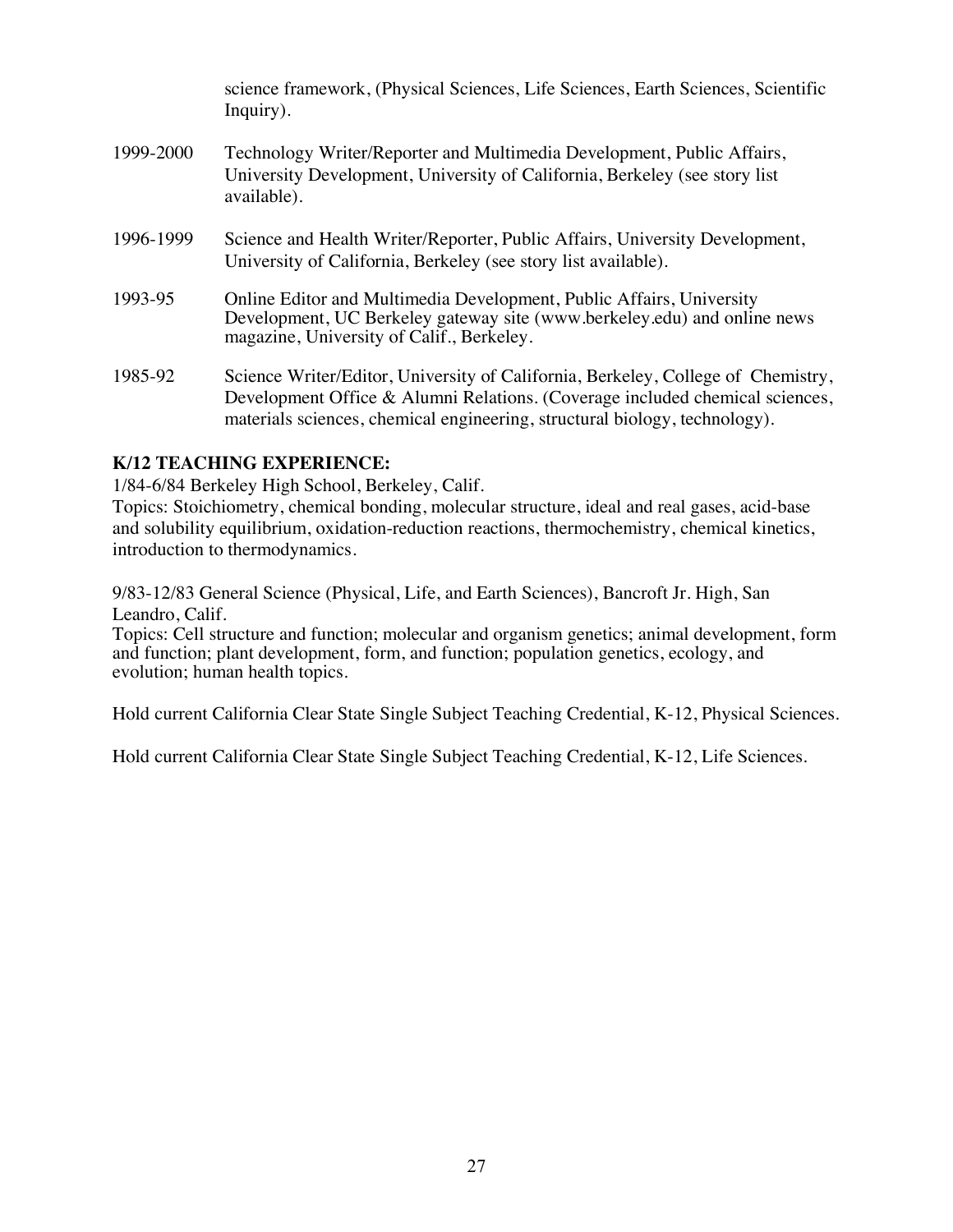science framework, (Physical Sciences, Life Sciences, Earth Sciences, Scientific Inquiry).

1999-2000 Technology Writer/Reporter and Multimedia Development, Public Affairs, University Development, University of California, Berkeley (see story list available).

1996-1999 Science and Health Writer/Reporter, Public Affairs, University Development, University of California, Berkeley (see story list available).

1993-95 Online Editor and Multimedia Development, Public Affairs, University Development, UC Berkeley gateway site (www.berkeley.edu) and online news magazine, University of Calif., Berkeley.

1985-92 Science Writer/Editor, University of California, Berkeley, College of Chemistry, Development Office & Alumni Relations. (Coverage included chemical sciences, materials sciences, chemical engineering, structural biology, technology).

**K/12 TEACHING EXPERIENCE:**

1/84-6/84 Berkeley High School, Berkeley, Calif.
Topics: Stoichiometry, chemical bonding, molecular structure, ideal and real gases, acid-base and solubility equilibrium, oxidation-reduction reactions, thermochemistry, chemical kinetics, introduction to thermodynamics.

9/83-12/83 General Science (Physical, Life, and Earth Sciences), Bancroft Jr. High, San Leandro, Calif.
Topics: Cell structure and function; molecular and organism genetics; animal development, form and function; plant development, form, and function; population genetics, ecology, and evolution; human health topics.

Hold current California Clear State Single Subject Teaching Credential, K-12, Physical Sciences.

Hold current California Clear State Single Subject Teaching Credential, K-12, Life Sciences.